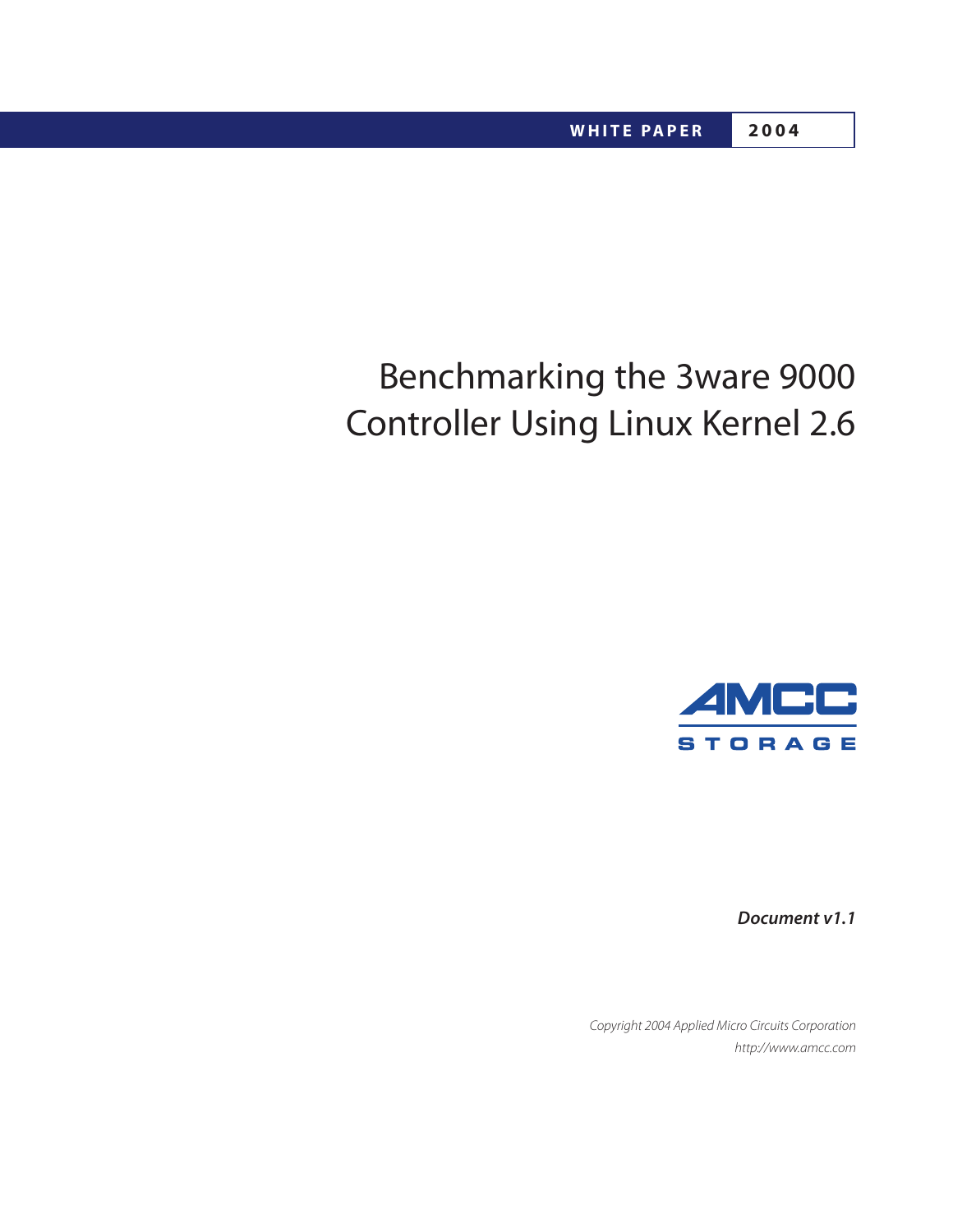**WHITE PAPER** | **2004**

# Benchmarking the 3ware 9000 Controller Using Linux Kernel 2.6

AMCC STORAGE

***Document v1.1***

*Copyright 2004 Applied Micro Circuits Corporation*
*http://www.amcc.com*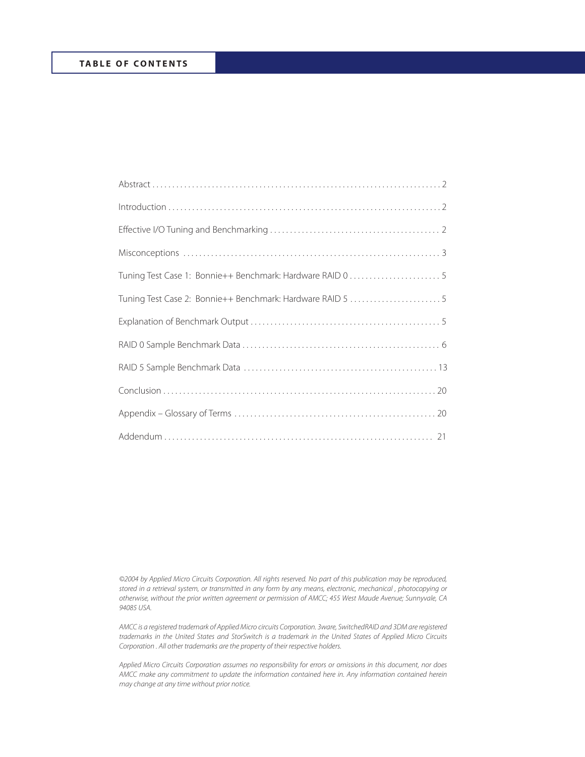## TABLE OF CONTENTS

| | |
|---|---|
| Abstract | 2 |
| Introduction | 2 |
| Effective I/O Tuning and Benchmarking | 2 |
| Misconceptions | 3 |
| Tuning Test Case 1: Bonnie++ Benchmark: Hardware RAID 0 | 5 |
| Tuning Test Case 2: Bonnie++ Benchmark: Hardware RAID 5 | 5 |
| Explanation of Benchmark Output | 5 |
| RAID 0 Sample Benchmark Data | 6 |
| RAID 5 Sample Benchmark Data | 13 |
| Conclusion | 20 |
| Appendix – Glossary of Terms | 20 |
| Addendum | 21 |

*©2004 by Applied Micro Circuits Corporation. All rights reserved. No part of this publication may be reproduced, stored in a retrieval system, or transmitted in any form by any means, electronic, mechanical , photocopying or otherwise, without the prior written agreement or permission of AMCC; 455 West Maude Avenue; Sunnyvale, CA 94085 USA.*

*AMCC is a registered trademark of Applied Micro circuits Corporation. 3ware, SwitchedRAID and 3DM are registered trademarks in the United States and StorSwitch is a trademark in the United States of Applied Micro Circuits Corporation . All other trademarks are the property of their respective holders.*

*Applied Micro Circuits Corporation assumes no responsibility for errors or omissions in this document, nor does AMCC make any commitment to update the information contained here in. Any information contained herein may change at any time without prior notice.*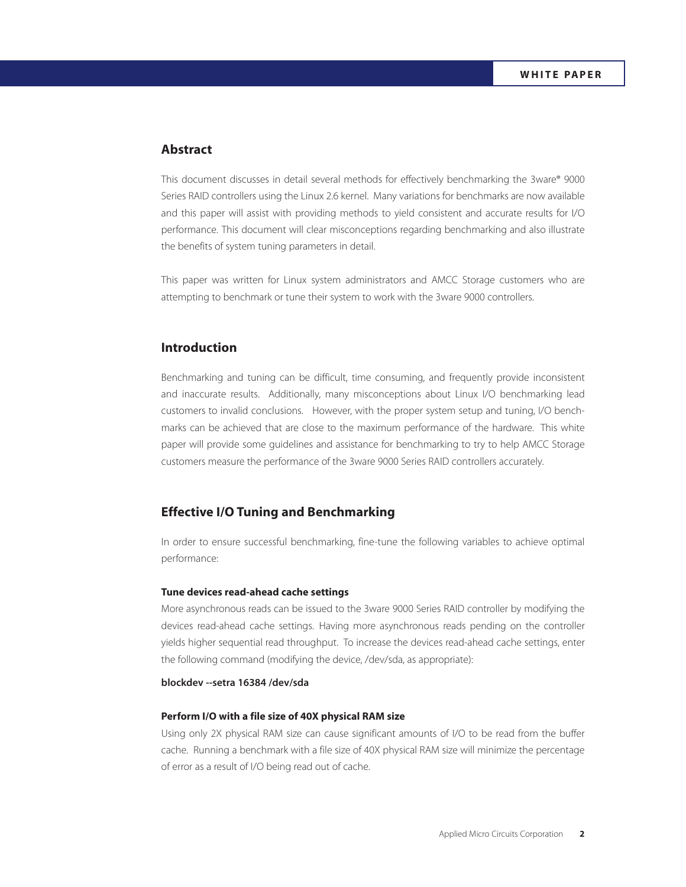## Abstract

This document discusses in detail several methods for effectively benchmarking the 3ware® 9000 Series RAID controllers using the Linux 2.6 kernel. Many variations for benchmarks are now available and this paper will assist with providing methods to yield consistent and accurate results for I/O performance. This document will clear misconceptions regarding benchmarking and also illustrate the benefits of system tuning parameters in detail.

This paper was written for Linux system administrators and AMCC Storage customers who are attempting to benchmark or tune their system to work with the 3ware 9000 controllers.

## Introduction

Benchmarking and tuning can be difficult, time consuming, and frequently provide inconsistent and inaccurate results. Additionally, many misconceptions about Linux I/O benchmarking lead customers to invalid conclusions. However, with the proper system setup and tuning, I/O benchmarks can be achieved that are close to the maximum performance of the hardware. This white paper will provide some guidelines and assistance for benchmarking to try to help AMCC Storage customers measure the performance of the 3ware 9000 Series RAID controllers accurately.

## Effective I/O Tuning and Benchmarking

In order to ensure successful benchmarking, fine-tune the following variables to achieve optimal performance:

#### Tune devices read-ahead cache settings

More asynchronous reads can be issued to the 3ware 9000 Series RAID controller by modifying the devices read-ahead cache settings. Having more asynchronous reads pending on the controller yields higher sequential read throughput. To increase the devices read-ahead cache settings, enter the following command (modifying the device, /dev/sda, as appropriate):

**blockdev --setra 16384 /dev/sda**

#### Perform I/O with a file size of 40X physical RAM size

Using only 2X physical RAM size can cause significant amounts of I/O to be read from the buffer cache. Running a benchmark with a file size of 40X physical RAM size will minimize the percentage of error as a result of I/O being read out of cache.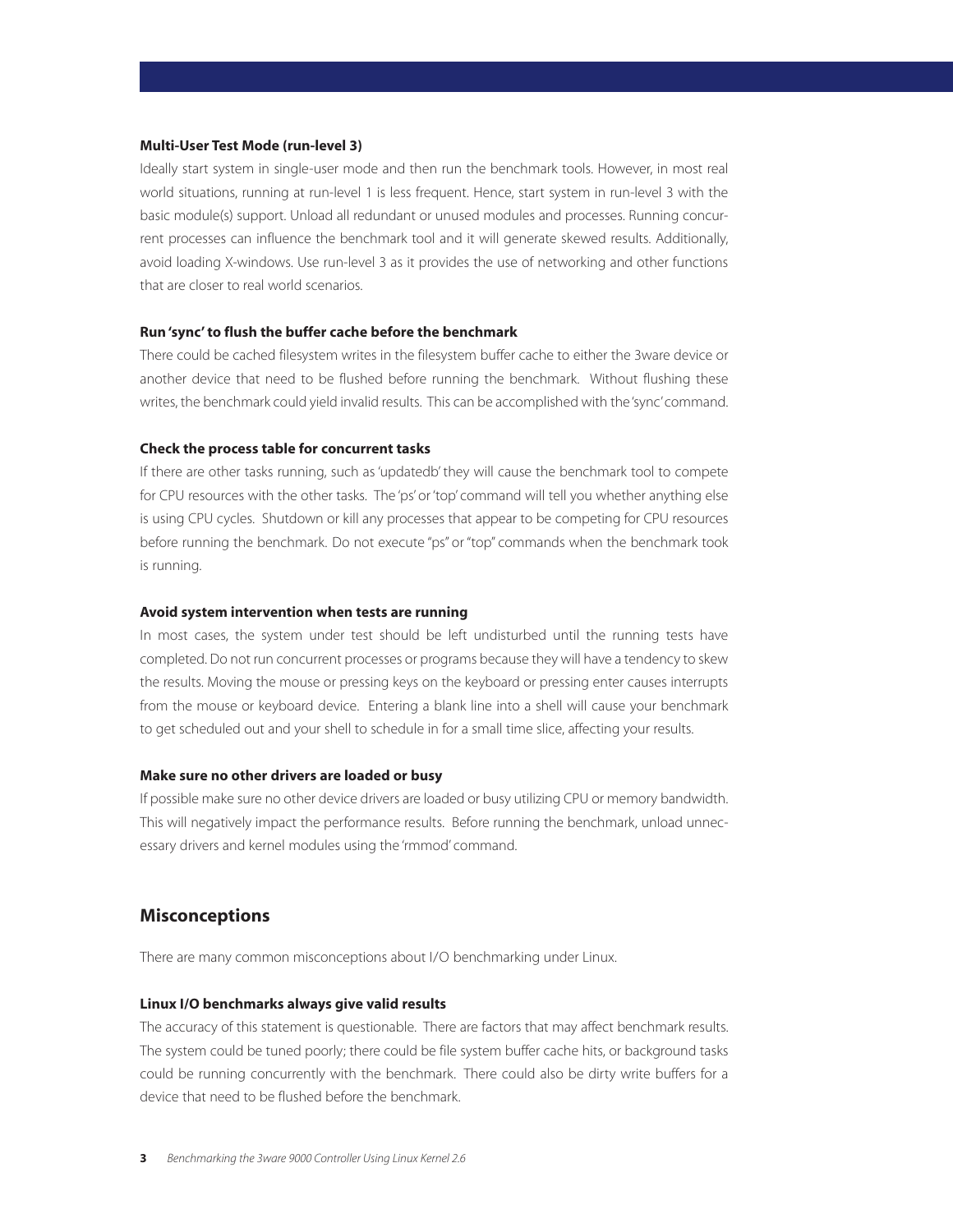#### Multi-User Test Mode (run-level 3)

Ideally start system in single-user mode and then run the benchmark tools. However, in most real world situations, running at run-level 1 is less frequent. Hence, start system in run-level 3 with the basic module(s) support. Unload all redundant or unused modules and processes. Running concurrent processes can influence the benchmark tool and it will generate skewed results. Additionally, avoid loading X-windows. Use run-level 3 as it provides the use of networking and other functions that are closer to real world scenarios.

#### Run 'sync' to flush the buffer cache before the benchmark

There could be cached filesystem writes in the filesystem buffer cache to either the 3ware device or another device that need to be flushed before running the benchmark. Without flushing these writes, the benchmark could yield invalid results. This can be accomplished with the 'sync' command.

#### Check the process table for concurrent tasks

If there are other tasks running, such as 'updatedb' they will cause the benchmark tool to compete for CPU resources with the other tasks. The 'ps' or 'top' command will tell you whether anything else is using CPU cycles. Shutdown or kill any processes that appear to be competing for CPU resources before running the benchmark. Do not execute "ps" or "top" commands when the benchmark took is running.

#### Avoid system intervention when tests are running

In most cases, the system under test should be left undisturbed until the running tests have completed. Do not run concurrent processes or programs because they will have a tendency to skew the results. Moving the mouse or pressing keys on the keyboard or pressing enter causes interrupts from the mouse or keyboard device. Entering a blank line into a shell will cause your benchmark to get scheduled out and your shell to schedule in for a small time slice, affecting your results.

#### Make sure no other drivers are loaded or busy

If possible make sure no other device drivers are loaded or busy utilizing CPU or memory bandwidth. This will negatively impact the performance results. Before running the benchmark, unload unnecessary drivers and kernel modules using the 'rmmod' command.

## Misconceptions

There are many common misconceptions about I/O benchmarking under Linux.

#### Linux I/O benchmarks always give valid results

The accuracy of this statement is questionable. There are factors that may affect benchmark results. The system could be tuned poorly; there could be file system buffer cache hits, or background tasks could be running concurrently with the benchmark. There could also be dirty write buffers for a device that need to be flushed before the benchmark.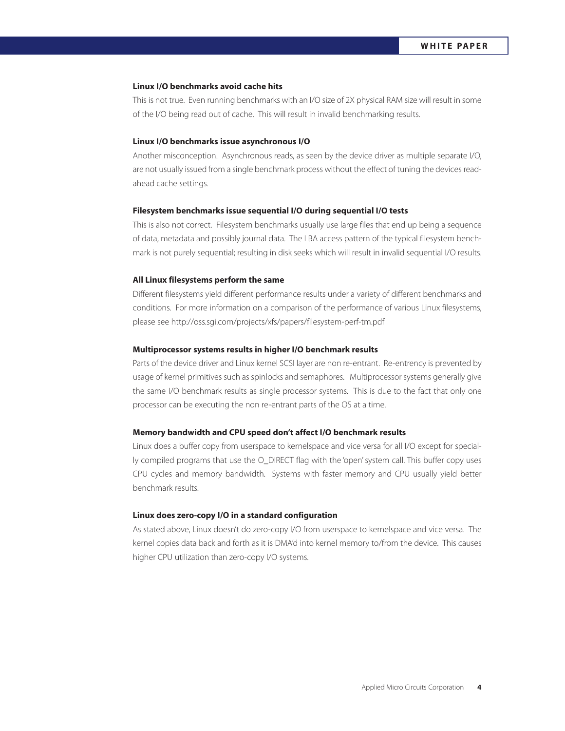### Linux I/O benchmarks avoid cache hits

This is not true. Even running benchmarks with an I/O size of 2X physical RAM size will result in some of the I/O being read out of cache. This will result in invalid benchmarking results.

### Linux I/O benchmarks issue asynchronous I/O

Another misconception. Asynchronous reads, as seen by the device driver as multiple separate I/O, are not usually issued from a single benchmark process without the effect of tuning the devices read-ahead cache settings.

### Filesystem benchmarks issue sequential I/O during sequential I/O tests

This is also not correct. Filesystem benchmarks usually use large files that end up being a sequence of data, metadata and possibly journal data. The LBA access pattern of the typical filesystem benchmark is not purely sequential; resulting in disk seeks which will result in invalid sequential I/O results.

### All Linux filesystems perform the same

Different filesystems yield different performance results under a variety of different benchmarks and conditions. For more information on a comparison of the performance of various Linux filesystems, please see http://oss.sgi.com/projects/xfs/papers/filesystem-perf-tm.pdf

### Multiprocessor systems results in higher I/O benchmark results

Parts of the device driver and Linux kernel SCSI layer are non re-entrant. Re-entrency is prevented by usage of kernel primitives such as spinlocks and semaphores. Multiprocessor systems generally give the same I/O benchmark results as single processor systems. This is due to the fact that only one processor can be executing the non re-entrant parts of the OS at a time.

### Memory bandwidth and CPU speed don't affect I/O benchmark results

Linux does a buffer copy from userspace to kernelspace and vice versa for all I/O except for specially compiled programs that use the O_DIRECT flag with the 'open' system call. This buffer copy uses CPU cycles and memory bandwidth. Systems with faster memory and CPU usually yield better benchmark results.

### Linux does zero-copy I/O in a standard configuration

As stated above, Linux doesn't do zero-copy I/O from userspace to kernelspace and vice versa. The kernel copies data back and forth as it is DMA'd into kernel memory to/from the device. This causes higher CPU utilization than zero-copy I/O systems.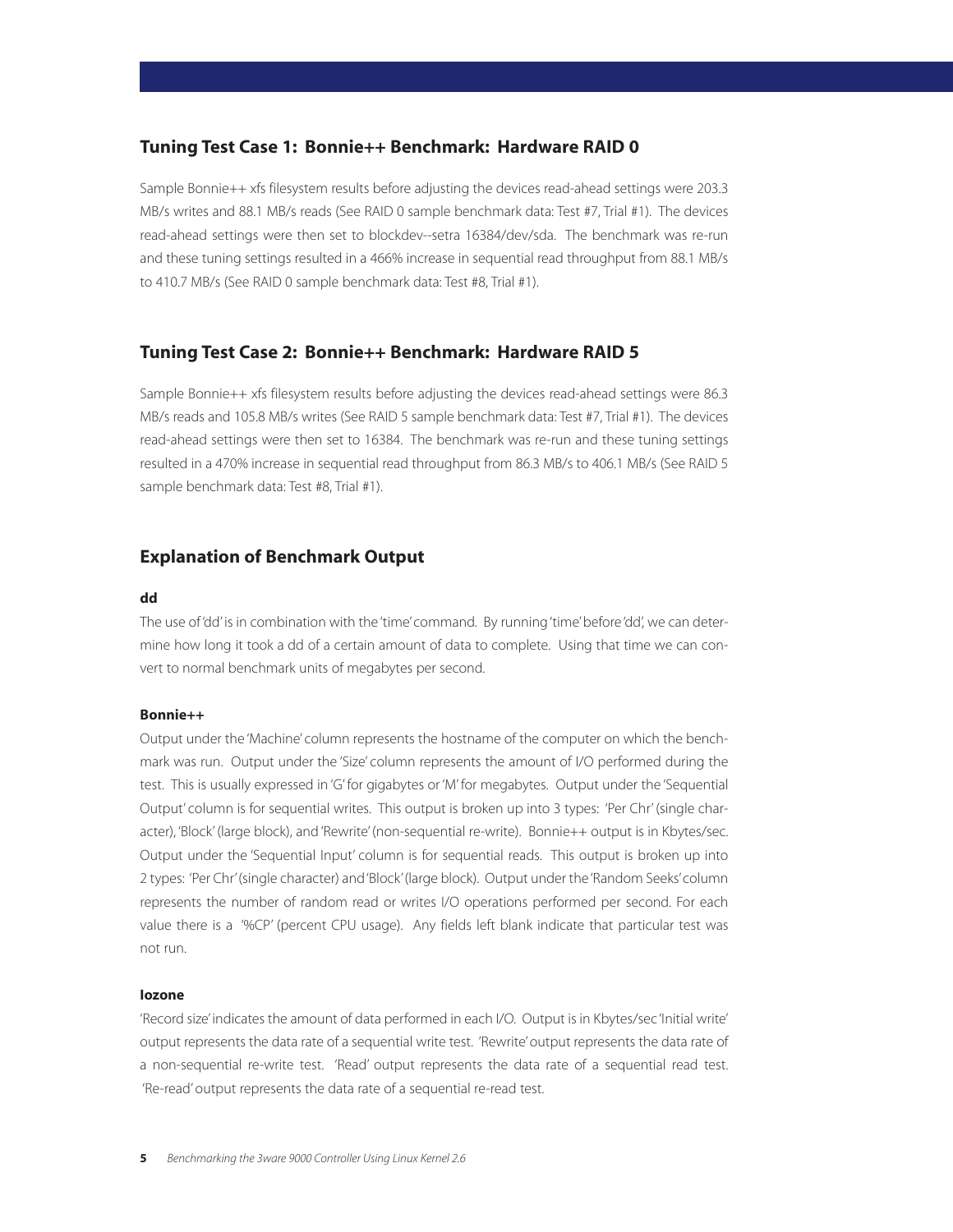## Tuning Test Case 1: Bonnie++ Benchmark: Hardware RAID 0

Sample Bonnie++ xfs filesystem results before adjusting the devices read-ahead settings were 203.3 MB/s writes and 88.1 MB/s reads (See RAID 0 sample benchmark data: Test #7, Trial #1). The devices read-ahead settings were then set to blockdev--setra 16384/dev/sda. The benchmark was re-run and these tuning settings resulted in a 466% increase in sequential read throughput from 88.1 MB/s to 410.7 MB/s (See RAID 0 sample benchmark data: Test #8, Trial #1).

## Tuning Test Case 2: Bonnie++ Benchmark: Hardware RAID 5

Sample Bonnie++ xfs filesystem results before adjusting the devices read-ahead settings were 86.3 MB/s reads and 105.8 MB/s writes (See RAID 5 sample benchmark data: Test #7, Trial #1). The devices read-ahead settings were then set to 16384. The benchmark was re-run and these tuning settings resulted in a 470% increase in sequential read throughput from 86.3 MB/s to 406.1 MB/s (See RAID 5 sample benchmark data: Test #8, Trial #1).

## Explanation of Benchmark Output

### dd

The use of 'dd' is in combination with the 'time' command. By running 'time' before 'dd', we can determine how long it took a dd of a certain amount of data to complete. Using that time we can convert to normal benchmark units of megabytes per second.

### Bonnie++

Output under the 'Machine' column represents the hostname of the computer on which the benchmark was run. Output under the 'Size' column represents the amount of I/O performed during the test. This is usually expressed in 'G' for gigabytes or 'M' for megabytes. Output under the 'Sequential Output' column is for sequential writes. This output is broken up into 3 types: 'Per Chr' (single character), 'Block' (large block), and 'Rewrite' (non-sequential re-write). Bonnie++ output is in Kbytes/sec. Output under the 'Sequential Input' column is for sequential reads. This output is broken up into 2 types: 'Per Chr' (single character) and 'Block' (large block). Output under the 'Random Seeks' column represents the number of random read or writes I/O operations performed per second. For each value there is a '%CP' (percent CPU usage). Any fields left blank indicate that particular test was not run.

### Iozone

'Record size' indicates the amount of data performed in each I/O. Output is in Kbytes/sec 'Initial write' output represents the data rate of a sequential write test. 'Rewrite' output represents the data rate of a non-sequential re-write test. 'Read' output represents the data rate of a sequential read test. 'Re-read' output represents the data rate of a sequential re-read test.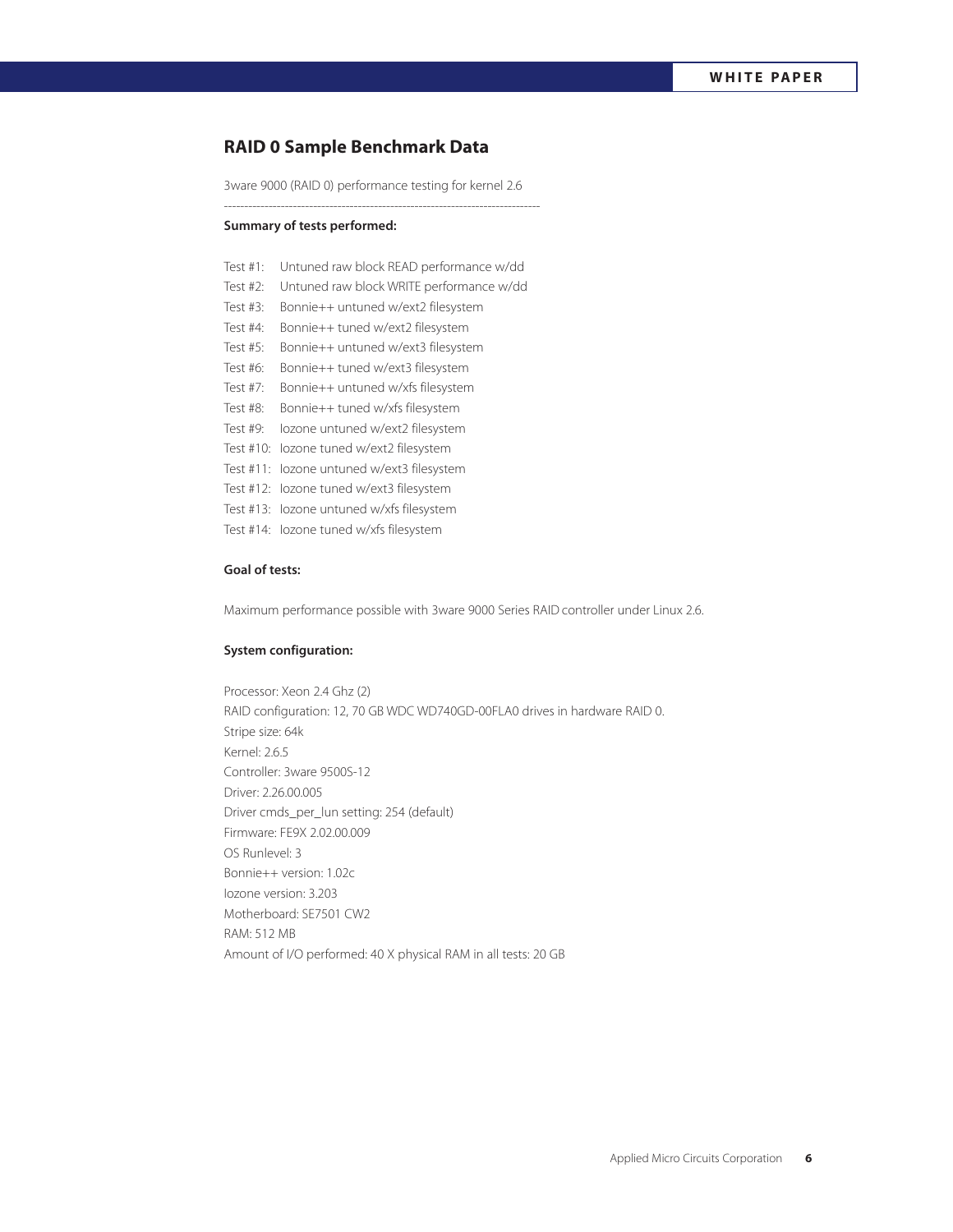## RAID 0 Sample Benchmark Data

3ware 9000 (RAID 0) performance testing for kernel 2.6

-----------------------------------------------------------------------------------

**Summary of tests performed:**

Test #1: Untuned raw block READ performance w/dd
Test #2: Untuned raw block WRITE performance w/dd
Test #3: Bonnie++ untuned w/ext2 filesystem
Test #4: Bonnie++ tuned w/ext2 filesystem
Test #5: Bonnie++ untuned w/ext3 filesystem
Test #6: Bonnie++ tuned w/ext3 filesystem
Test #7: Bonnie++ untuned w/xfs filesystem
Test #8: Bonnie++ tuned w/xfs filesystem
Test #9: Iozone untuned w/ext2 filesystem
Test #10: Iozone tuned w/ext2 filesystem
Test #11: Iozone untuned w/ext3 filesystem
Test #12: Iozone tuned w/ext3 filesystem
Test #13: Iozone untuned w/xfs filesystem
Test #14: Iozone tuned w/xfs filesystem

**Goal of tests:**

Maximum performance possible with 3ware 9000 Series RAID controller under Linux 2.6.

**System configuration:**

Processor: Xeon 2.4 Ghz (2)
RAID configuration: 12, 70 GB WDC WD740GD-00FLA0 drives in hardware RAID 0.
Stripe size: 64k
Kernel: 2.6.5
Controller: 3ware 9500S-12
Driver: 2.26.00.005
Driver cmds_per_lun setting: 254 (default)
Firmware: FE9X 2.02.00.009
OS Runlevel: 3
Bonnie++ version: 1.02c
Iozone version: 3.203
Motherboard: SE7501 CW2
RAM: 512 MB
Amount of I/O performed: 40 X physical RAM in all tests: 20 GB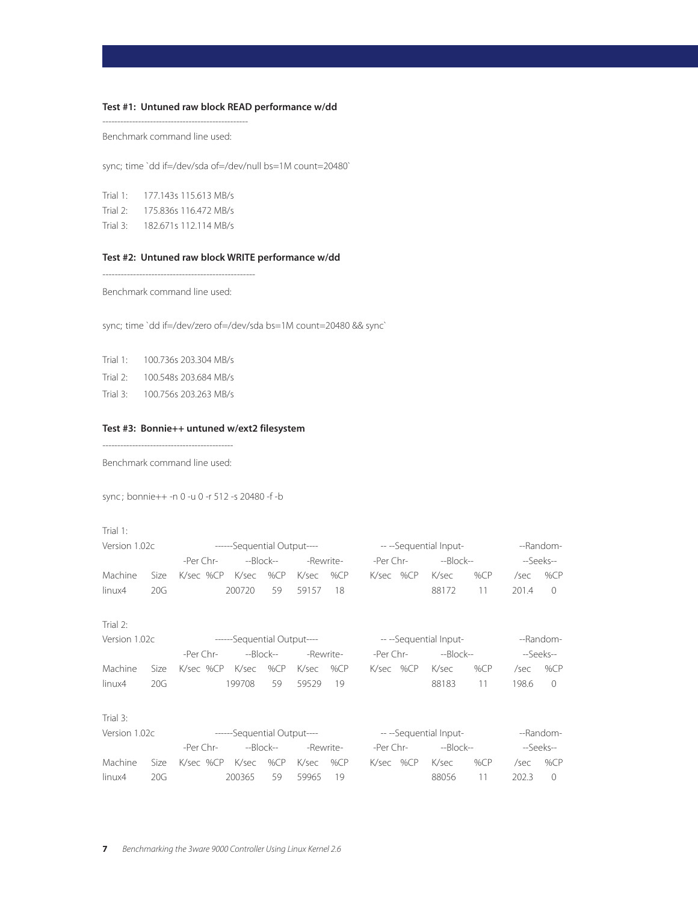**Test #1: Untuned raw block READ performance w/dd**

--------------------------------------------------

Benchmark command line used:

sync; time `dd if=/dev/sda of=/dev/null bs=1M count=20480`

Trial 1: 177.143s 115.613 MB/s
Trial 2: 175.836s 116.472 MB/s
Trial 3: 182.671s 112.114 MB/s

**Test #2: Untuned raw block WRITE performance w/dd**

--------------------------------------------------

Benchmark command line used:

sync; time `dd if=/dev/zero of=/dev/sda bs=1M count=20480 && sync`

Trial 1: 100.736s 203.304 MB/s
Trial 2: 100.548s 203.684 MB/s
Trial 3: 100.756s 203.263 MB/s

**Test #3: Bonnie++ untuned w/ext2 filesystem**

--------------------------------------------

Benchmark command line used:

sync ; bonnie++ -n 0 -u 0 -r 512 -s 20480 -f -b

Trial 1:

| Version 1.02c | | ------Sequential Output---- | | | | | | -- --Sequential Input- | | | | --Random- | |
|---|---|---|---|---|---|---|---|---|---|---|---|---|---|
| | | -Per Chr- | | --Block-- | | -Rewrite- | | -Per Chr- | | --Block-- | | --Seeks-- | |
| Machine | Size | K/sec | %CP | K/sec | %CP | K/sec | %CP | K/sec | %CP | K/sec | %CP | /sec | %CP |
| linux4 | 20G | | | 200720 | 59 | 59157 | 18 | | | 88172 | 11 | 201.4 | 0 |

Trial 2:

| Version 1.02c | | ------Sequential Output---- | | | | | | -- --Sequential Input- | | | | --Random- | |
|---|---|---|---|---|---|---|---|---|---|---|---|---|---|
| | | -Per Chr- | | --Block-- | | -Rewrite- | | -Per Chr- | | --Block-- | | --Seeks-- | |
| Machine | Size | K/sec | %CP | K/sec | %CP | K/sec | %CP | K/sec | %CP | K/sec | %CP | /sec | %CP |
| linux4 | 20G | | | 199708 | 59 | 59529 | 19 | | | 88183 | 11 | 198.6 | 0 |

Trial 3:

| Version 1.02c | | ------Sequential Output---- | | | | | | -- --Sequential Input- | | | | --Random- | |
|---|---|---|---|---|---|---|---|---|---|---|---|---|---|
| | | -Per Chr- | | --Block-- | | -Rewrite- | | -Per Chr- | | --Block-- | | --Seeks-- | |
| Machine | Size | K/sec | %CP | K/sec | %CP | K/sec | %CP | K/sec | %CP | K/sec | %CP | /sec | %CP |
| linux4 | 20G | | | 200365 | 59 | 59965 | 19 | | | 88056 | 11 | 202.3 | 0 |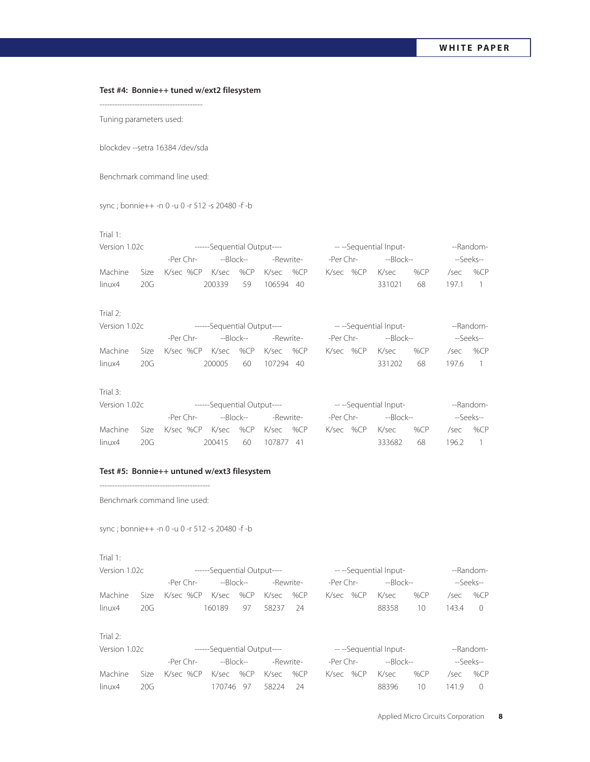**Test #4: Bonnie++ tuned w/ext2 filesystem**

-----------------------------------------

Tuning parameters used:

blockdev --setra 16384 /dev/sda

Benchmark command line used:

sync ; bonnie++ -n 0 -u 0 -r 512 -s 20480 -f -b

Trial 1:

| Version 1.02c | | ------Sequential Output---- | | | | | | -- --Sequential Input- | | | | --Random- | |
|---|---|---|---|---|---|---|---|---|---|---|---|---|---|
| | | -Per Chr- | | --Block-- | | -Rewrite- | | -Per Chr- | | --Block-- | | --Seeks-- | |
| Machine | Size | K/sec | %CP | K/sec | %CP | K/sec | %CP | K/sec | %CP | K/sec | %CP | /sec | %CP |
| linux4 | 20G | | | 200339 | 59 | 106594 | 40 | | | 331021 | 68 | 197.1 | 1 |

Trial 2:

| Version 1.02c | | ------Sequential Output---- | | | | | | -- --Sequential Input- | | | | --Random- | |
|---|---|---|---|---|---|---|---|---|---|---|---|---|---|
| | | -Per Chr- | | --Block-- | | -Rewrite- | | -Per Chr- | | --Block-- | | --Seeks-- | |
| Machine | Size | K/sec | %CP | K/sec | %CP | K/sec | %CP | K/sec | %CP | K/sec | %CP | /sec | %CP |
| linux4 | 20G | | | 200005 | 60 | 107294 | 40 | | | 331202 | 68 | 197.6 | 1 |

Trial 3:

| Version 1.02c | | ------Sequential Output---- | | | | | | -- --Sequential Input- | | | | --Random- | |
|---|---|---|---|---|---|---|---|---|---|---|---|---|---|
| | | -Per Chr- | | --Block-- | | -Rewrite- | | -Per Chr- | | --Block-- | | --Seeks-- | |
| Machine | Size | K/sec | %CP | K/sec | %CP | K/sec | %CP | K/sec | %CP | K/sec | %CP | /sec | %CP |
| linux4 | 20G | | | 200415 | 60 | 107877 | 41 | | | 333682 | 68 | 196.2 | 1 |

**Test #5: Bonnie++ untuned w/ext3 filesystem**

-------------------------------------------

Benchmark command line used:

sync ; bonnie++ -n 0 -u 0 -r 512 -s 20480 -f -b

Trial 1:

| Version 1.02c | | ------Sequential Output---- | | | | | | -- --Sequential Input- | | | | --Random- | |
|---|---|---|---|---|---|---|---|---|---|---|---|---|---|
| | | -Per Chr- | | --Block-- | | -Rewrite- | | -Per Chr- | | --Block-- | | --Seeks-- | |
| Machine | Size | K/sec | %CP | K/sec | %CP | K/sec | %CP | K/sec | %CP | K/sec | %CP | /sec | %CP |
| linux4 | 20G | | | 160189 | 97 | 58237 | 24 | | | 88358 | 10 | 143.4 | 0 |

Trial 2:

| Version 1.02c | | ------Sequential Output---- | | | | | | -- --Sequential Input- | | | | --Random- | |
|---|---|---|---|---|---|---|---|---|---|---|---|---|---|
| | | -Per Chr- | | --Block-- | | -Rewrite- | | -Per Chr- | | --Block-- | | --Seeks-- | |
| Machine | Size | K/sec | %CP | K/sec | %CP | K/sec | %CP | K/sec | %CP | K/sec | %CP | /sec | %CP |
| linux4 | 20G | | | 170746 | 97 | 58224 | 24 | | | 88396 | 10 | 141.9 | 0 |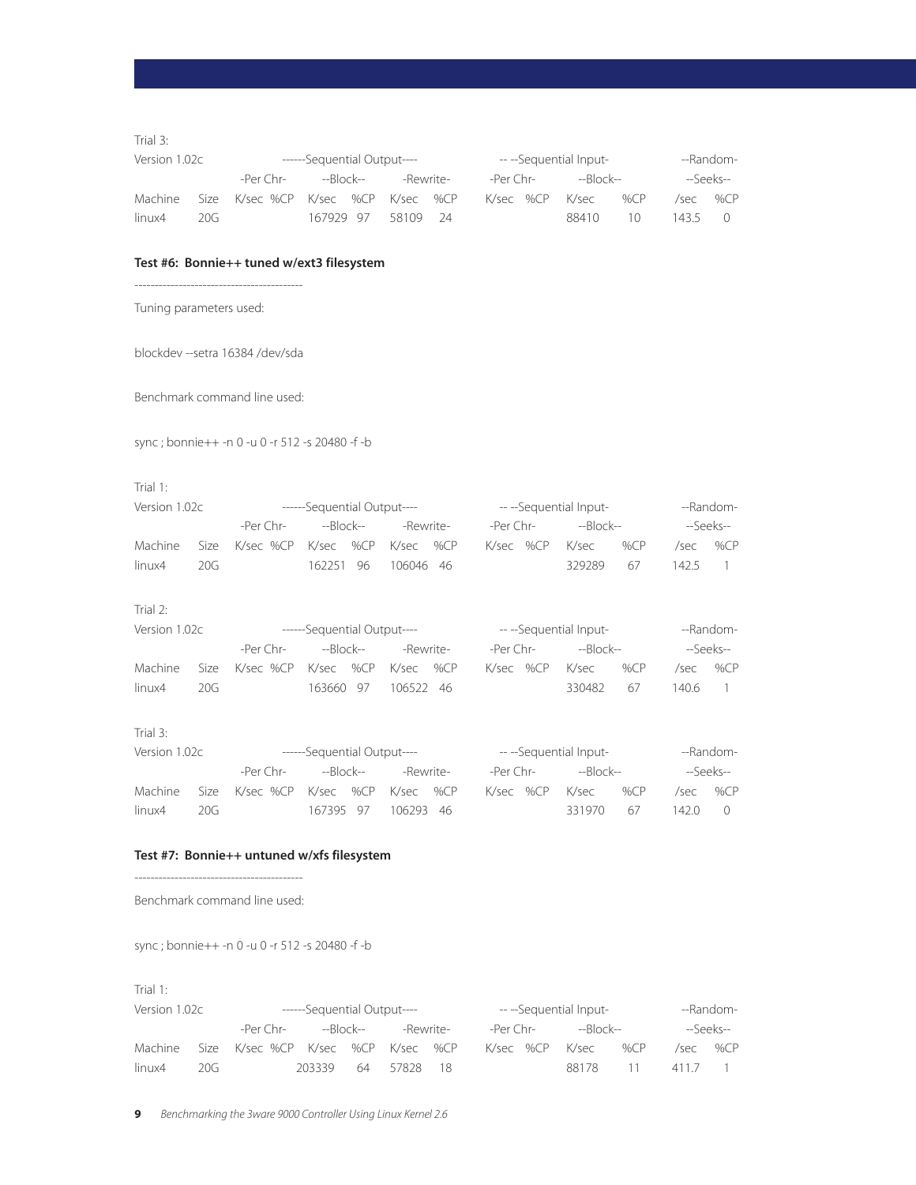Trial 3:

| Version 1.02c | | ------Sequential Output---- | | | | | | -- --Sequential Input- | | | | --Random- | |
|---|---|---|---|---|---|---|---|---|---|---|---|---|---|
| | | -Per Chr- | | --Block-- | | -Rewrite- | | -Per Chr- | | --Block-- | | --Seeks-- | |
| Machine | Size | K/sec | %CP | K/sec | %CP | K/sec | %CP | K/sec | %CP | K/sec | %CP | /sec | %CP |
| linux4 | 20G | | | 167929 | 97 | 58109 | 24 | | | 88410 | 10 | 143.5 | 0 |

**Test #6: Bonnie++ tuned w/ext3 filesystem**

------------------------------------------

Tuning parameters used:

blockdev --setra 16384 /dev/sda

Benchmark command line used:

sync ; bonnie++ -n 0 -u 0 -r 512 -s 20480 -f -b

Trial 1:

| Version 1.02c | | ------Sequential Output---- | | | | | | -- --Sequential Input- | | | | --Random- | |
|---|---|---|---|---|---|---|---|---|---|---|---|---|---|
| | | -Per Chr- | | --Block-- | | -Rewrite- | | -Per Chr- | | --Block-- | | --Seeks-- | |
| Machine | Size | K/sec | %CP | K/sec | %CP | K/sec | %CP | K/sec | %CP | K/sec | %CP | /sec | %CP |
| linux4 | 20G | | | 162251 | 96 | 106046 | 46 | | | 329289 | 67 | 142.5 | 1 |

Trial 2:

| Version 1.02c | | ------Sequential Output---- | | | | | | -- --Sequential Input- | | | | --Random- | |
|---|---|---|---|---|---|---|---|---|---|---|---|---|---|
| | | -Per Chr- | | --Block-- | | -Rewrite- | | -Per Chr- | | --Block-- | | --Seeks-- | |
| Machine | Size | K/sec | %CP | K/sec | %CP | K/sec | %CP | K/sec | %CP | K/sec | %CP | /sec | %CP |
| linux4 | 20G | | | 163660 | 97 | 106522 | 46 | | | 330482 | 67 | 140.6 | 1 |

Trial 3:

| Version 1.02c | | ------Sequential Output---- | | | | | | -- --Sequential Input- | | | | --Random- | |
|---|---|---|---|---|---|---|---|---|---|---|---|---|---|
| | | -Per Chr- | | --Block-- | | -Rewrite- | | -Per Chr- | | --Block-- | | --Seeks-- | |
| Machine | Size | K/sec | %CP | K/sec | %CP | K/sec | %CP | K/sec | %CP | K/sec | %CP | /sec | %CP |
| linux4 | 20G | | | 167395 | 97 | 106293 | 46 | | | 331970 | 67 | 142.0 | 0 |

**Test #7: Bonnie++ untuned w/xfs filesystem**

------------------------------------------

Benchmark command line used:

sync ; bonnie++ -n 0 -u 0 -r 512 -s 20480 -f -b

Trial 1:

| Version 1.02c | | ------Sequential Output---- | | | | | | -- --Sequential Input- | | | | --Random- | |
|---|---|---|---|---|---|---|---|---|---|---|---|---|---|
| | | -Per Chr- | | --Block-- | | -Rewrite- | | -Per Chr- | | --Block-- | | --Seeks-- | |
| Machine | Size | K/sec | %CP | K/sec | %CP | K/sec | %CP | K/sec | %CP | K/sec | %CP | /sec | %CP |
| linux4 | 20G | | | 203339 | 64 | 57828 | 18 | | | 88178 | 11 | 411.7 | 1 |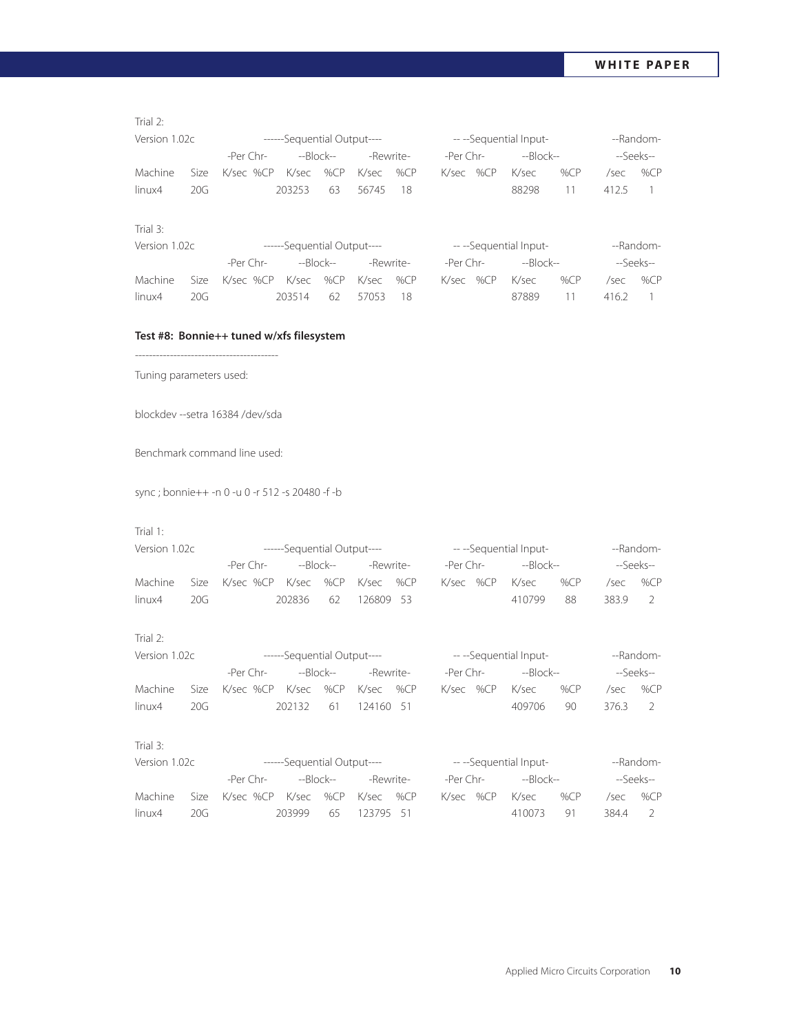Trial 2:

| Version 1.02c | | ------Sequential Output---- | | | | | | -- --Sequential Input- | | | | --Random- | |
|---|---|---|---|---|---|---|---|---|---|---|---|---|---|
| | | -Per Chr- | | --Block-- | | -Rewrite- | | -Per Chr- | | --Block-- | | --Seeks-- | |
| Machine | Size | K/sec | %CP | K/sec | %CP | K/sec | %CP | K/sec | %CP | K/sec | %CP | /sec | %CP |
| linux4 | 20G | | | 203253 | 63 | 56745 | 18 | | | 88298 | 11 | 412.5 | 1 |

Trial 3:

| Version 1.02c | | ------Sequential Output---- | | | | | | -- --Sequential Input- | | | | --Random- | |
|---|---|---|---|---|---|---|---|---|---|---|---|---|---|
| | | -Per Chr- | | --Block-- | | -Rewrite- | | -Per Chr- | | --Block-- | | --Seeks-- | |
| Machine | Size | K/sec | %CP | K/sec | %CP | K/sec | %CP | K/sec | %CP | K/sec | %CP | /sec | %CP |
| linux4 | 20G | | | 203514 | 62 | 57053 | 18 | | | 87889 | 11 | 416.2 | 1 |

**Test #8: Bonnie++ tuned w/xfs filesystem**

------------------------------------------

Tuning parameters used:

blockdev --setra 16384 /dev/sda

Benchmark command line used:

sync ; bonnie++ -n 0 -u 0 -r 512 -s 20480 -f -b

Trial 1:

| Version 1.02c | | ------Sequential Output---- | | | | | | -- --Sequential Input- | | | | --Random- | |
|---|---|---|---|---|---|---|---|---|---|---|---|---|---|
| | | -Per Chr- | | --Block-- | | -Rewrite- | | -Per Chr- | | --Block-- | | --Seeks-- | |
| Machine | Size | K/sec | %CP | K/sec | %CP | K/sec | %CP | K/sec | %CP | K/sec | %CP | /sec | %CP |
| linux4 | 20G | | | 202836 | 62 | 126809 | 53 | | | 410799 | 88 | 383.9 | 2 |

Trial 2:

| Version 1.02c | | ------Sequential Output---- | | | | | | -- --Sequential Input- | | | | --Random- | |
|---|---|---|---|---|---|---|---|---|---|---|---|---|---|
| | | -Per Chr- | | --Block-- | | -Rewrite- | | -Per Chr- | | --Block-- | | --Seeks-- | |
| Machine | Size | K/sec | %CP | K/sec | %CP | K/sec | %CP | K/sec | %CP | K/sec | %CP | /sec | %CP |
| linux4 | 20G | | | 202132 | 61 | 124160 | 51 | | | 409706 | 90 | 376.3 | 2 |

Trial 3:

| Version 1.02c | | ------Sequential Output---- | | | | | | -- --Sequential Input- | | | | --Random- | |
|---|---|---|---|---|---|---|---|---|---|---|---|---|---|
| | | -Per Chr- | | --Block-- | | -Rewrite- | | -Per Chr- | | --Block-- | | --Seeks-- | |
| Machine | Size | K/sec | %CP | K/sec | %CP | K/sec | %CP | K/sec | %CP | K/sec | %CP | /sec | %CP |
| linux4 | 20G | | | 203999 | 65 | 123795 | 51 | | | 410073 | 91 | 384.4 | 2 |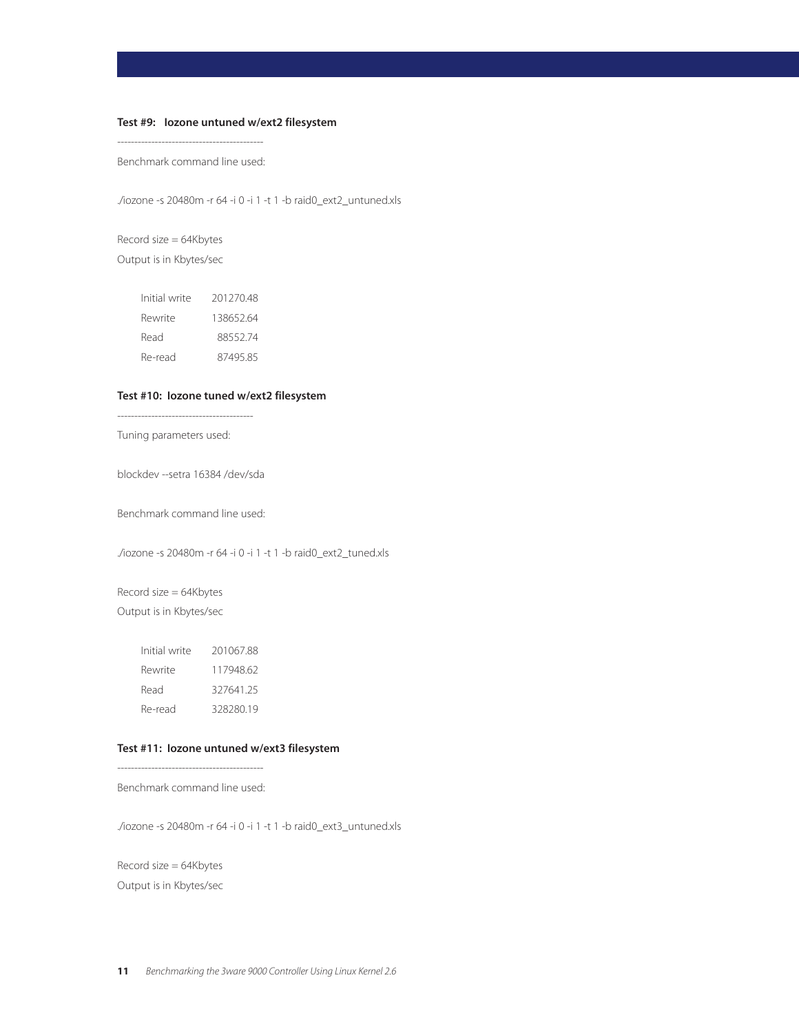**Test #9: Iozone untuned w/ext2 filesystem**

--------------------------------------------

Benchmark command line used:

```
./iozone -s 20480m -r 64 -i 0 -i 1 -t 1 -b raid0_ext2_untuned.xls
```

Record size = 64Kbytes

Output is in Kbytes/sec

| | |
|---|---|
| Initial write | 201270.48 |
| Rewrite | 138652.64 |
| Read | 88552.74 |
| Re-read | 87495.85 |

**Test #10: Iozone tuned w/ext2 filesystem**

----------------------------------------

Tuning parameters used:

```
blockdev --setra 16384 /dev/sda
```

Benchmark command line used:

```
./iozone -s 20480m -r 64 -i 0 -i 1 -t 1 -b raid0_ext2_tuned.xls
```

Record size = 64Kbytes

Output is in Kbytes/sec

| | |
|---|---|
| Initial write | 201067.88 |
| Rewrite | 117948.62 |
| Read | 327641.25 |
| Re-read | 328280.19 |

**Test #11: Iozone untuned w/ext3 filesystem**

--------------------------------------------

Benchmark command line used:

```
./iozone -s 20480m -r 64 -i 0 -i 1 -t 1 -b raid0_ext3_untuned.xls
```

Record size = 64Kbytes

Output is in Kbytes/sec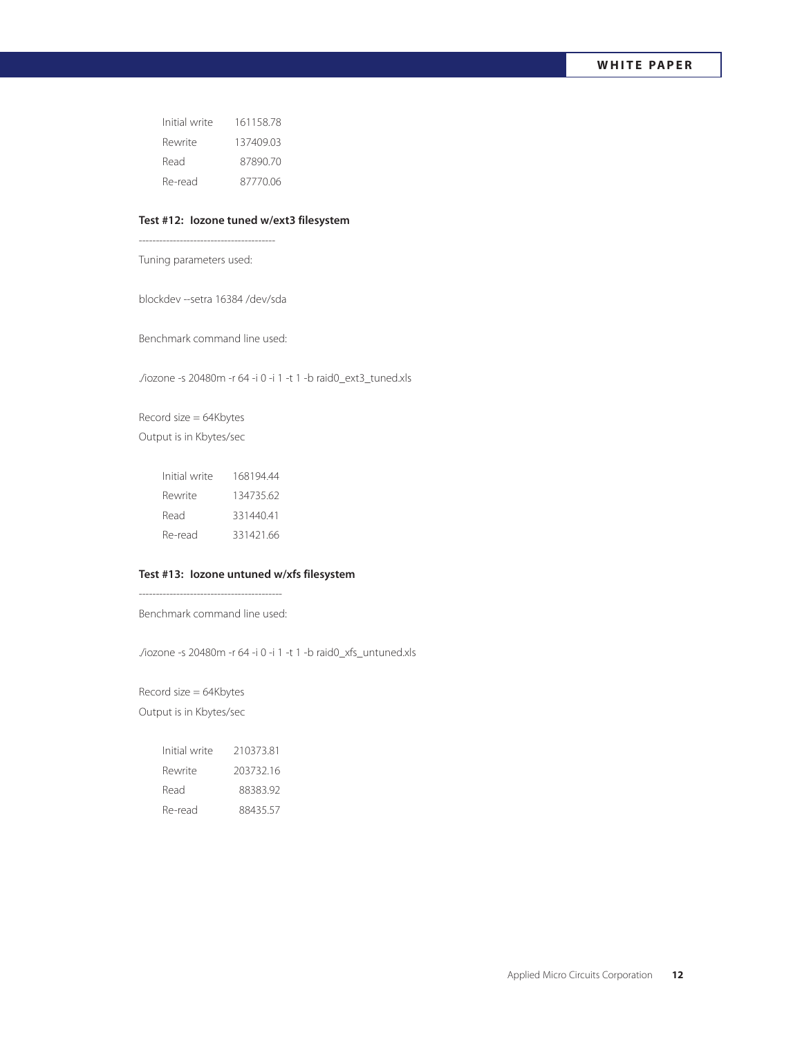| | |
|---|---|
| Initial write | 161158.78 |
| Rewrite | 137409.03 |
| Read | 87890.70 |
| Re-read | 87770.06 |

**Test #12: Iozone tuned w/ext3 filesystem**

----------------------------------------

Tuning parameters used:

blockdev --setra 16384 /dev/sda

Benchmark command line used:

./iozone -s 20480m -r 64 -i 0 -i 1 -t 1 -b raid0_ext3_tuned.xls

Record size = 64Kbytes

Output is in Kbytes/sec

| | |
|---|---|
| Initial write | 168194.44 |
| Rewrite | 134735.62 |
| Read | 331440.41 |
| Re-read | 331421.66 |

**Test #13: Iozone untuned w/xfs filesystem**

------------------------------------------

Benchmark command line used:

./iozone -s 20480m -r 64 -i 0 -i 1 -t 1 -b raid0_xfs_untuned.xls

Record size = 64Kbytes

Output is in Kbytes/sec

| | |
|---|---|
| Initial write | 210373.81 |
| Rewrite | 203732.16 |
| Read | 88383.92 |
| Re-read | 88435.57 |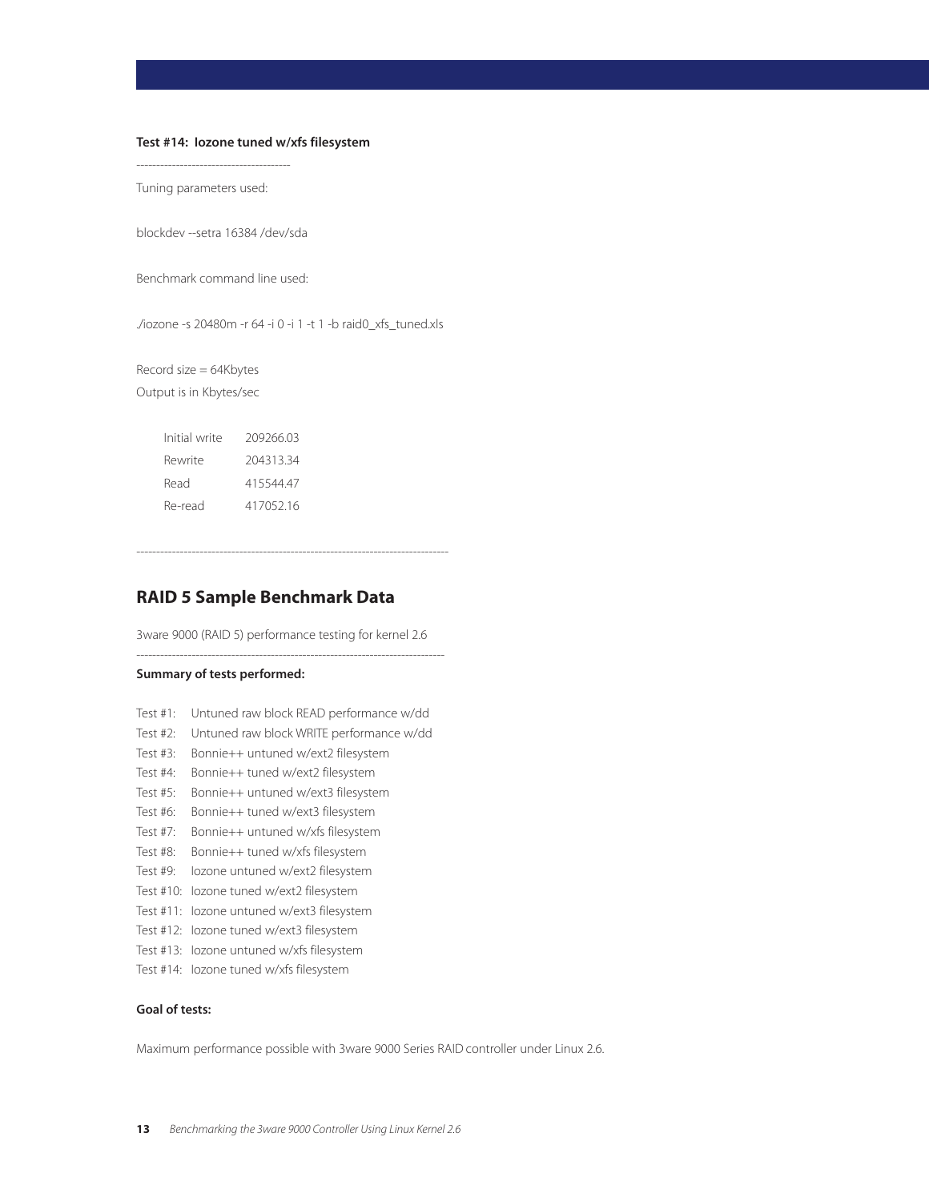**Test #14: Iozone tuned w/xfs filesystem**

---------------------------------------

Tuning parameters used:

blockdev --setra 16384 /dev/sda

Benchmark command line used:

./iozone -s 20480m -r 64 -i 0 -i 1 -t 1 -b raid0_xfs_tuned.xls

Record size = 64Kbytes
Output is in Kbytes/sec

| | |
|---|---|
| Initial write | 209266.03 |
| Rewrite | 204313.34 |
| Read | 415544.47 |
| Re-read | 417052.16 |

--------------------------------------------------------------------------------

## RAID 5 Sample Benchmark Data

3ware 9000 (RAID 5) performance testing for kernel 2.6

--------------------------------------------------------------------------------

**Summary of tests performed:**

Test #1: Untuned raw block READ performance w/dd
Test #2: Untuned raw block WRITE performance w/dd
Test #3: Bonnie++ untuned w/ext2 filesystem
Test #4: Bonnie++ tuned w/ext2 filesystem
Test #5: Bonnie++ untuned w/ext3 filesystem
Test #6: Bonnie++ tuned w/ext3 filesystem
Test #7: Bonnie++ untuned w/xfs filesystem
Test #8: Bonnie++ tuned w/xfs filesystem
Test #9: Iozone untuned w/ext2 filesystem
Test #10: Iozone tuned w/ext2 filesystem
Test #11: Iozone untuned w/ext3 filesystem
Test #12: Iozone tuned w/ext3 filesystem
Test #13: Iozone untuned w/xfs filesystem
Test #14: Iozone tuned w/xfs filesystem

**Goal of tests:**

Maximum performance possible with 3ware 9000 Series RAID controller under Linux 2.6.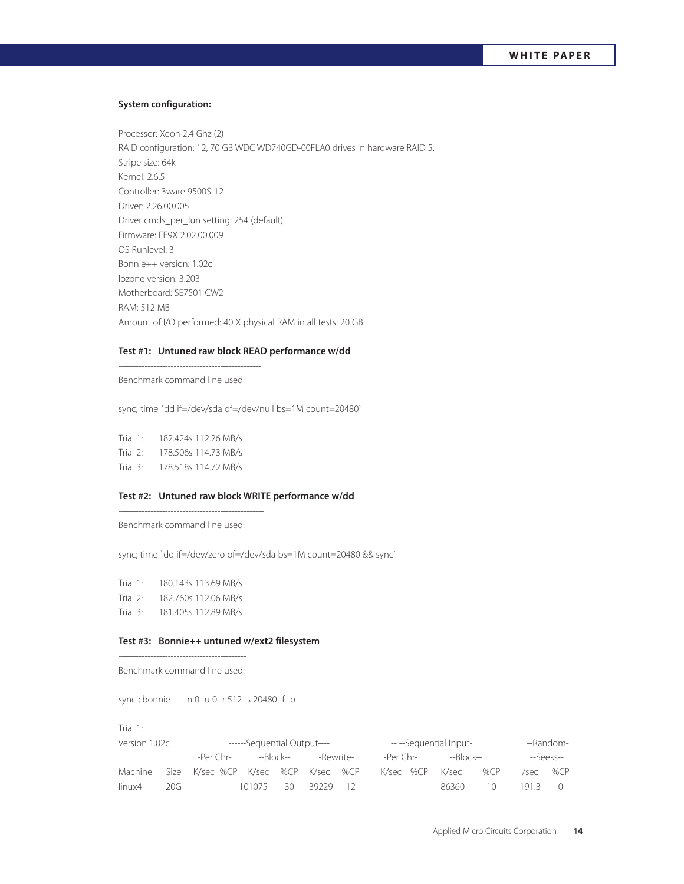**System configuration:**

Processor: Xeon 2.4 Ghz (2)
RAID configuration: 12, 70 GB WDC WD740GD-00FLA0 drives in hardware RAID 5.
Stripe size: 64k
Kernel: 2.6.5
Controller: 3ware 9500S-12
Driver: 2.26.00.005
Driver cmds_per_lun setting: 254 (default)
Firmware: FE9X 2.02.00.009
OS Runlevel: 3
Bonnie++ version: 1.02c
Iozone version: 3.203
Motherboard: SE7501 CW2
RAM: 512 MB
Amount of I/O performed: 40 X physical RAM in all tests: 20 GB

**Test #1: Untuned raw block READ performance w/dd**

--------------------------------------------------

Benchmark command line used:

sync; time `dd if=/dev/sda of=/dev/null bs=1M count=20480`

Trial 1: 182.424s 112.26 MB/s
Trial 2: 178.506s 114.73 MB/s
Trial 3: 178.518s 114.72 MB/s

**Test #2: Untuned raw block WRITE performance w/dd**

--------------------------------------------------

Benchmark command line used:

sync; time `dd if=/dev/zero of=/dev/sda bs=1M count=20480 && sync`

Trial 1: 180.143s 113.69 MB/s
Trial 2: 182.760s 112.06 MB/s
Trial 3: 181.405s 112.89 MB/s

**Test #3: Bonnie++ untuned w/ext2 filesystem**

--------------------------------------------

Benchmark command line used:

sync ; bonnie++ -n 0 -u 0 -r 512 -s 20480 -f -b

Trial 1:

| Version 1.02c | | ------Sequential Output---- | | | | | | -- --Sequential Input- | | | | --Random- | |
|---|---|---|---|---|---|---|---|---|---|---|---|---|---|
| | | -Per Chr- | | --Block-- | | -Rewrite- | | -Per Chr- | | --Block-- | | --Seeks-- | |
| Machine | Size | K/sec | %CP | K/sec | %CP | K/sec | %CP | K/sec | %CP | K/sec | %CP | /sec | %CP |
| linux4 | 20G | | | 101075 | 30 | 39229 | 12 | | | 86360 | 10 | 191.3 | 0 |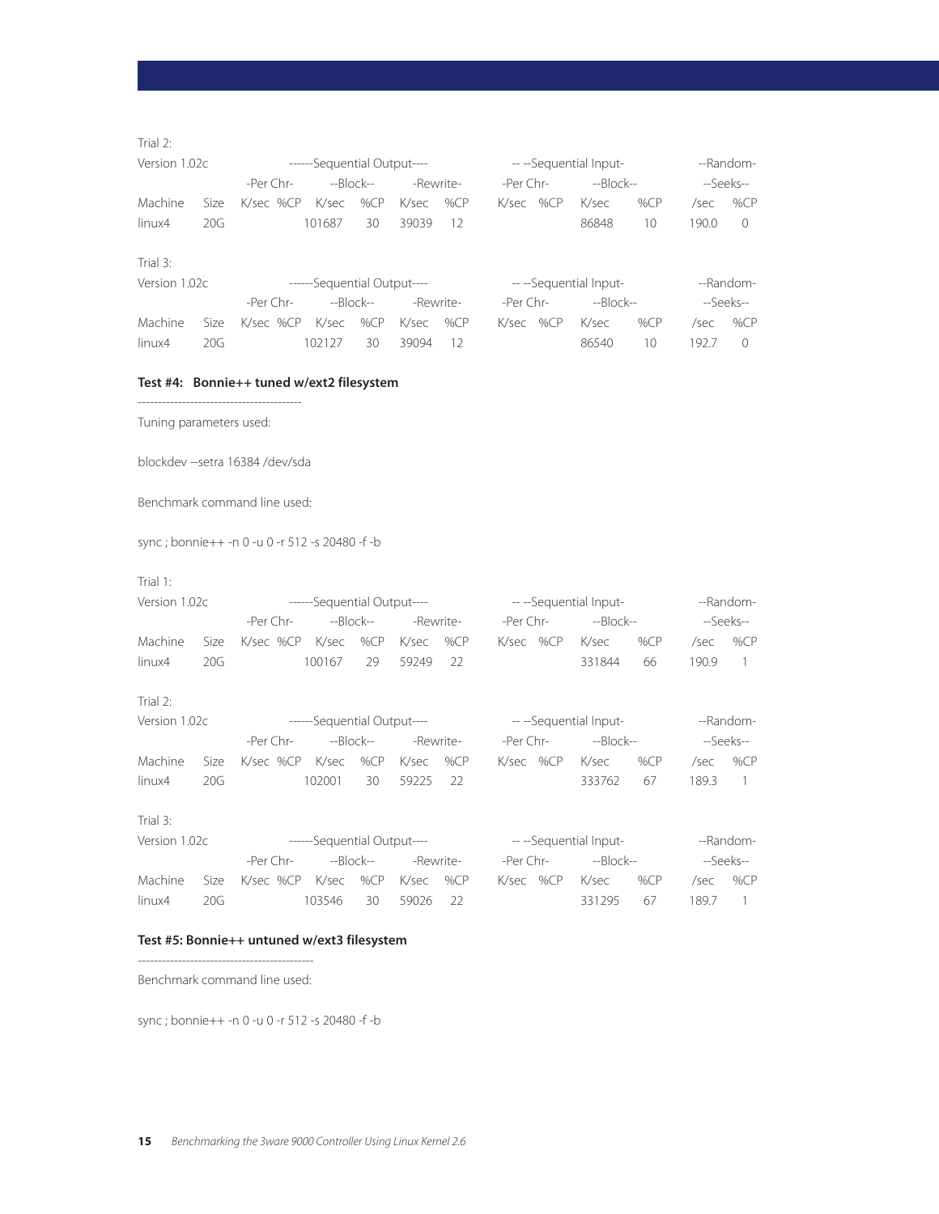Trial 2:

| Version 1.02c | | ------Sequential Output---- | | | | | | -- --Sequential Input- | | | | --Random- | |
|---|---|---|---|---|---|---|---|---|---|---|---|---|---|
| | | -Per Chr- | | --Block-- | | -Rewrite- | | -Per Chr- | | --Block-- | | --Seeks-- | |
| Machine | Size | K/sec | %CP | K/sec | %CP | K/sec | %CP | K/sec | %CP | K/sec | %CP | /sec | %CP |
| linux4 | 20G | | | 101687 | 30 | 39039 | 12 | | | 86848 | 10 | 190.0 | 0 |

Trial 3:

| Version 1.02c | | ------Sequential Output---- | | | | | | -- --Sequential Input- | | | | --Random- | |
|---|---|---|---|---|---|---|---|---|---|---|---|---|---|
| | | -Per Chr- | | --Block-- | | -Rewrite- | | -Per Chr- | | --Block-- | | --Seeks-- | |
| Machine | Size | K/sec | %CP | K/sec | %CP | K/sec | %CP | K/sec | %CP | K/sec | %CP | /sec | %CP |
| linux4 | 20G | | | 102127 | 30 | 39094 | 12 | | | 86540 | 10 | 192.7 | 0 |

**Test #4: Bonnie++ tuned w/ext2 filesystem**

-----------------------------------------

Tuning parameters used:

blockdev --setra 16384 /dev/sda

Benchmark command line used:

sync ; bonnie++ -n 0 -u 0 -r 512 -s 20480 -f -b

Trial 1:

| Version 1.02c | | ------Sequential Output---- | | | | | | -- --Sequential Input- | | | | --Random- | |
|---|---|---|---|---|---|---|---|---|---|---|---|---|---|
| | | -Per Chr- | | --Block-- | | -Rewrite- | | -Per Chr- | | --Block-- | | --Seeks-- | |
| Machine | Size | K/sec | %CP | K/sec | %CP | K/sec | %CP | K/sec | %CP | K/sec | %CP | /sec | %CP |
| linux4 | 20G | | | 100167 | 29 | 59249 | 22 | | | 331844 | 66 | 190.9 | 1 |

Trial 2:

| Version 1.02c | | ------Sequential Output---- | | | | | | -- --Sequential Input- | | | | --Random- | |
|---|---|---|---|---|---|---|---|---|---|---|---|---|---|
| | | -Per Chr- | | --Block-- | | -Rewrite- | | -Per Chr- | | --Block-- | | --Seeks-- | |
| Machine | Size | K/sec | %CP | K/sec | %CP | K/sec | %CP | K/sec | %CP | K/sec | %CP | /sec | %CP |
| linux4 | 20G | | | 102001 | 30 | 59225 | 22 | | | 333762 | 67 | 189.3 | 1 |

Trial 3:

| Version 1.02c | | ------Sequential Output---- | | | | | | -- --Sequential Input- | | | | --Random- | |
|---|---|---|---|---|---|---|---|---|---|---|---|---|---|
| | | -Per Chr- | | --Block-- | | -Rewrite- | | -Per Chr- | | --Block-- | | --Seeks-- | |
| Machine | Size | K/sec | %CP | K/sec | %CP | K/sec | %CP | K/sec | %CP | K/sec | %CP | /sec | %CP |
| linux4 | 20G | | | 103546 | 30 | 59026 | 22 | | | 331295 | 67 | 189.7 | 1 |

**Test #5: Bonnie++ untuned w/ext3 filesystem**

--------------------------------------------

Benchmark command line used:

sync ; bonnie++ -n 0 -u 0 -r 512 -s 20480 -f -b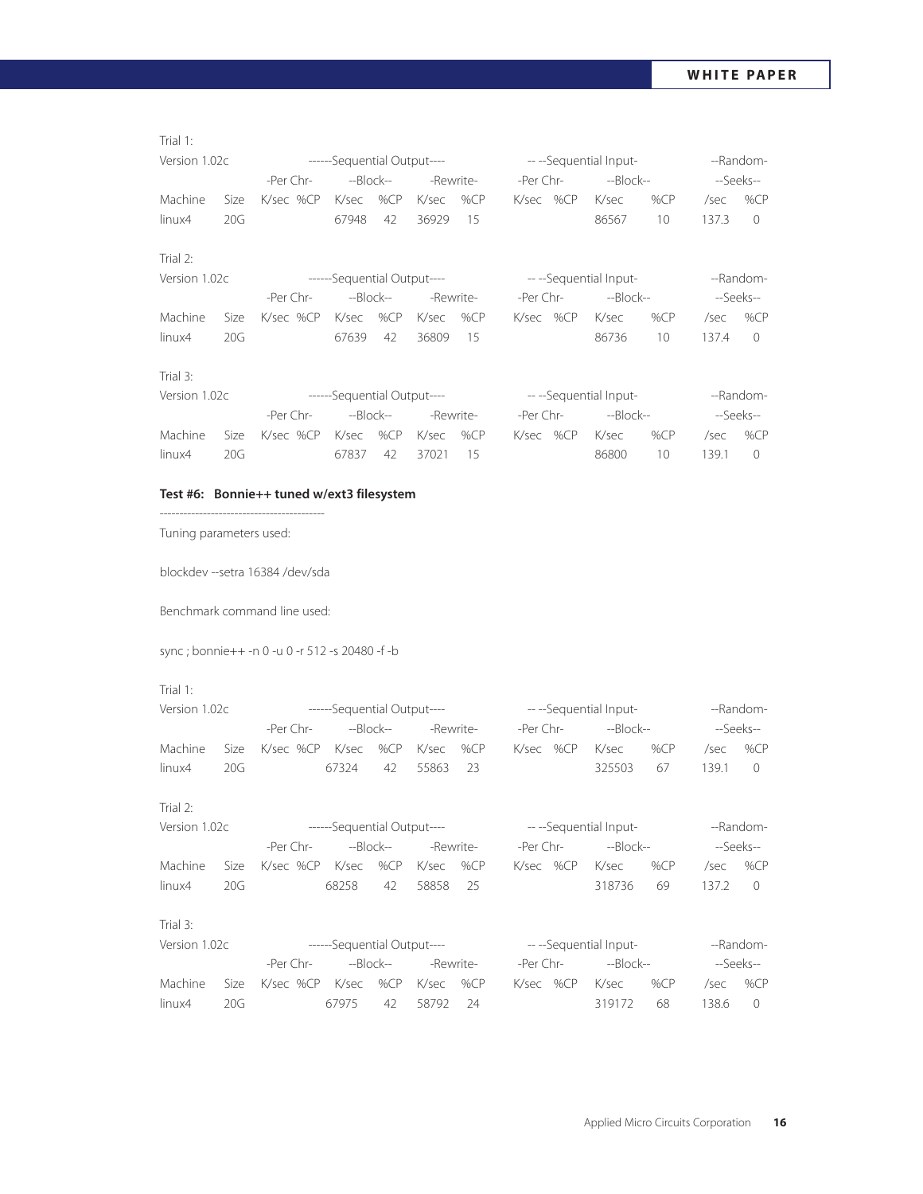Trial 1:

| Version 1.02c | | ------Sequential Output---- | | | | | | -- --Sequential Input- | | | | --Random- | |
|---|---|---|---|---|---|---|---|---|---|---|---|---|---|
| | | -Per Chr- | | --Block-- | | -Rewrite- | | -Per Chr- | | --Block-- | | --Seeks-- | |
| Machine | Size | K/sec | %CP | K/sec | %CP | K/sec | %CP | K/sec | %CP | K/sec | %CP | /sec | %CP |
| linux4 | 20G | | | 67948 | 42 | 36929 | 15 | | | 86567 | 10 | 137.3 | 0 |

Trial 2:

| Version 1.02c | | ------Sequential Output---- | | | | | | -- --Sequential Input- | | | | --Random- | |
|---|---|---|---|---|---|---|---|---|---|---|---|---|---|
| | | -Per Chr- | | --Block-- | | -Rewrite- | | -Per Chr- | | --Block-- | | --Seeks-- | |
| Machine | Size | K/sec | %CP | K/sec | %CP | K/sec | %CP | K/sec | %CP | K/sec | %CP | /sec | %CP |
| linux4 | 20G | | | 67639 | 42 | 36809 | 15 | | | 86736 | 10 | 137.4 | 0 |

Trial 3:

| Version 1.02c | | ------Sequential Output---- | | | | | | -- --Sequential Input- | | | | --Random- | |
|---|---|---|---|---|---|---|---|---|---|---|---|---|---|
| | | -Per Chr- | | --Block-- | | -Rewrite- | | -Per Chr- | | --Block-- | | --Seeks-- | |
| Machine | Size | K/sec | %CP | K/sec | %CP | K/sec | %CP | K/sec | %CP | K/sec | %CP | /sec | %CP |
| linux4 | 20G | | | 67837 | 42 | 37021 | 15 | | | 86800 | 10 | 139.1 | 0 |

**Test #6: Bonnie++ tuned w/ext3 filesystem**

------------------------------------------

Tuning parameters used:

blockdev --setra 16384 /dev/sda

Benchmark command line used:

sync ; bonnie++ -n 0 -u 0 -r 512 -s 20480 -f -b

Trial 1:

| Version 1.02c | | ------Sequential Output---- | | | | | | -- --Sequential Input- | | | | --Random- | |
|---|---|---|---|---|---|---|---|---|---|---|---|---|---|
| | | -Per Chr- | | --Block-- | | -Rewrite- | | -Per Chr- | | --Block-- | | --Seeks-- | |
| Machine | Size | K/sec | %CP | K/sec | %CP | K/sec | %CP | K/sec | %CP | K/sec | %CP | /sec | %CP |
| linux4 | 20G | | | 67324 | 42 | 55863 | 23 | | | 325503 | 67 | 139.1 | 0 |

Trial 2:

| Version 1.02c | | ------Sequential Output---- | | | | | | -- --Sequential Input- | | | | --Random- | |
|---|---|---|---|---|---|---|---|---|---|---|---|---|---|
| | | -Per Chr- | | --Block-- | | -Rewrite- | | -Per Chr- | | --Block-- | | --Seeks-- | |
| Machine | Size | K/sec | %CP | K/sec | %CP | K/sec | %CP | K/sec | %CP | K/sec | %CP | /sec | %CP |
| linux4 | 20G | | | 68258 | 42 | 58858 | 25 | | | 318736 | 69 | 137.2 | 0 |

Trial 3:

| Version 1.02c | | ------Sequential Output---- | | | | | | -- --Sequential Input- | | | | --Random- | |
|---|---|---|---|---|---|---|---|---|---|---|---|---|---|
| | | -Per Chr- | | --Block-- | | -Rewrite- | | -Per Chr- | | --Block-- | | --Seeks-- | |
| Machine | Size | K/sec | %CP | K/sec | %CP | K/sec | %CP | K/sec | %CP | K/sec | %CP | /sec | %CP |
| linux4 | 20G | | | 67975 | 42 | 58792 | 24 | | | 319172 | 68 | 138.6 | 0 |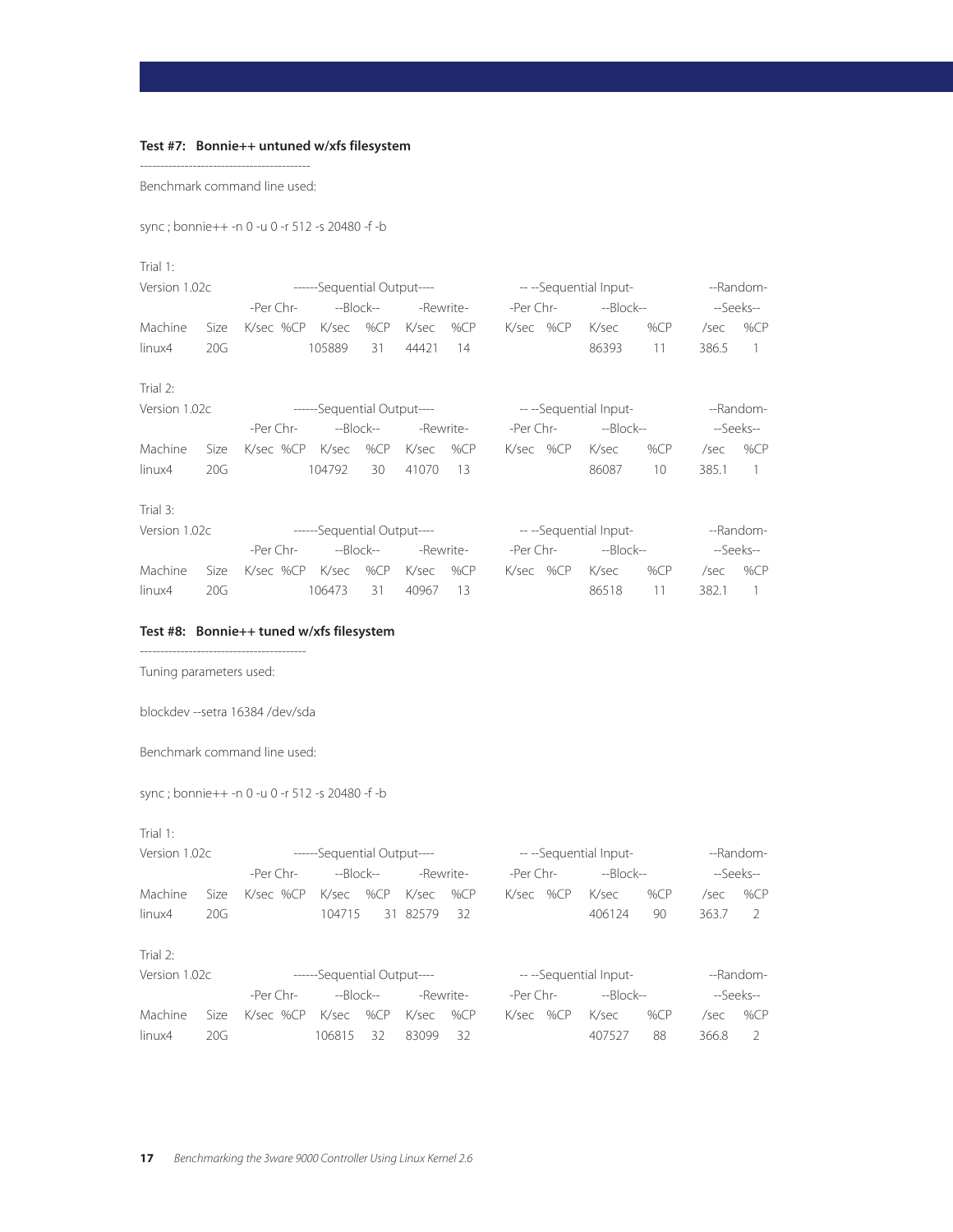### Test #7: Bonnie++ untuned w/xfs filesystem

------------------------------------------

Benchmark command line used:

```
sync ; bonnie++ -n 0 -u 0 -r 512 -s 20480 -f -b
```

Trial 1:

| Version 1.02c | | ------Sequential Output---- | | | | | | -- --Sequential Input- | | | | --Random- | |
|---|---|---|---|---|---|---|---|---|---|---|---|---|---|
| | | -Per Chr- | | --Block-- | | -Rewrite- | | -Per Chr- | | --Block-- | | --Seeks-- | |
| Machine | Size | K/sec | %CP | K/sec | %CP | K/sec | %CP | K/sec | %CP | K/sec | %CP | /sec | %CP |
| linux4 | 20G | | | 105889 | 31 | 44421 | 14 | | | 86393 | 11 | 386.5 | 1 |

Trial 2:

| Version 1.02c | | ------Sequential Output---- | | | | | | -- --Sequential Input- | | | | --Random- | |
|---|---|---|---|---|---|---|---|---|---|---|---|---|---|
| | | -Per Chr- | | --Block-- | | -Rewrite- | | -Per Chr- | | --Block-- | | --Seeks-- | |
| Machine | Size | K/sec | %CP | K/sec | %CP | K/sec | %CP | K/sec | %CP | K/sec | %CP | /sec | %CP |
| linux4 | 20G | | | 104792 | 30 | 41070 | 13 | | | 86087 | 10 | 385.1 | 1 |

Trial 3:

| Version 1.02c | | ------Sequential Output---- | | | | | | -- --Sequential Input- | | | | --Random- | |
|---|---|---|---|---|---|---|---|---|---|---|---|---|---|
| | | -Per Chr- | | --Block-- | | -Rewrite- | | -Per Chr- | | --Block-- | | --Seeks-- | |
| Machine | Size | K/sec | %CP | K/sec | %CP | K/sec | %CP | K/sec | %CP | K/sec | %CP | /sec | %CP |
| linux4 | 20G | | | 106473 | 31 | 40967 | 13 | | | 86518 | 11 | 382.1 | 1 |

### Test #8: Bonnie++ tuned w/xfs filesystem

------------------------------------------

Tuning parameters used:

```
blockdev --setra 16384 /dev/sda
```

Benchmark command line used:

```
sync ; bonnie++ -n 0 -u 0 -r 512 -s 20480 -f -b
```

Trial 1:

| Version 1.02c | | ------Sequential Output---- | | | | | | -- --Sequential Input- | | | | --Random- | |
|---|---|---|---|---|---|---|---|---|---|---|---|---|---|
| | | -Per Chr- | | --Block-- | | -Rewrite- | | -Per Chr- | | --Block-- | | --Seeks-- | |
| Machine | Size | K/sec | %CP | K/sec | %CP | K/sec | %CP | K/sec | %CP | K/sec | %CP | /sec | %CP |
| linux4 | 20G | | | 104715 | 31 | 82579 | 32 | | | 406124 | 90 | 363.7 | 2 |

Trial 2:

| Version 1.02c | | ------Sequential Output---- | | | | | | -- --Sequential Input- | | | | --Random- | |
|---|---|---|---|---|---|---|---|---|---|---|---|---|---|
| | | -Per Chr- | | --Block-- | | -Rewrite- | | -Per Chr- | | --Block-- | | --Seeks-- | |
| Machine | Size | K/sec | %CP | K/sec | %CP | K/sec | %CP | K/sec | %CP | K/sec | %CP | /sec | %CP |
| linux4 | 20G | | | 106815 | 32 | 83099 | 32 | | | 407527 | 88 | 366.8 | 2 |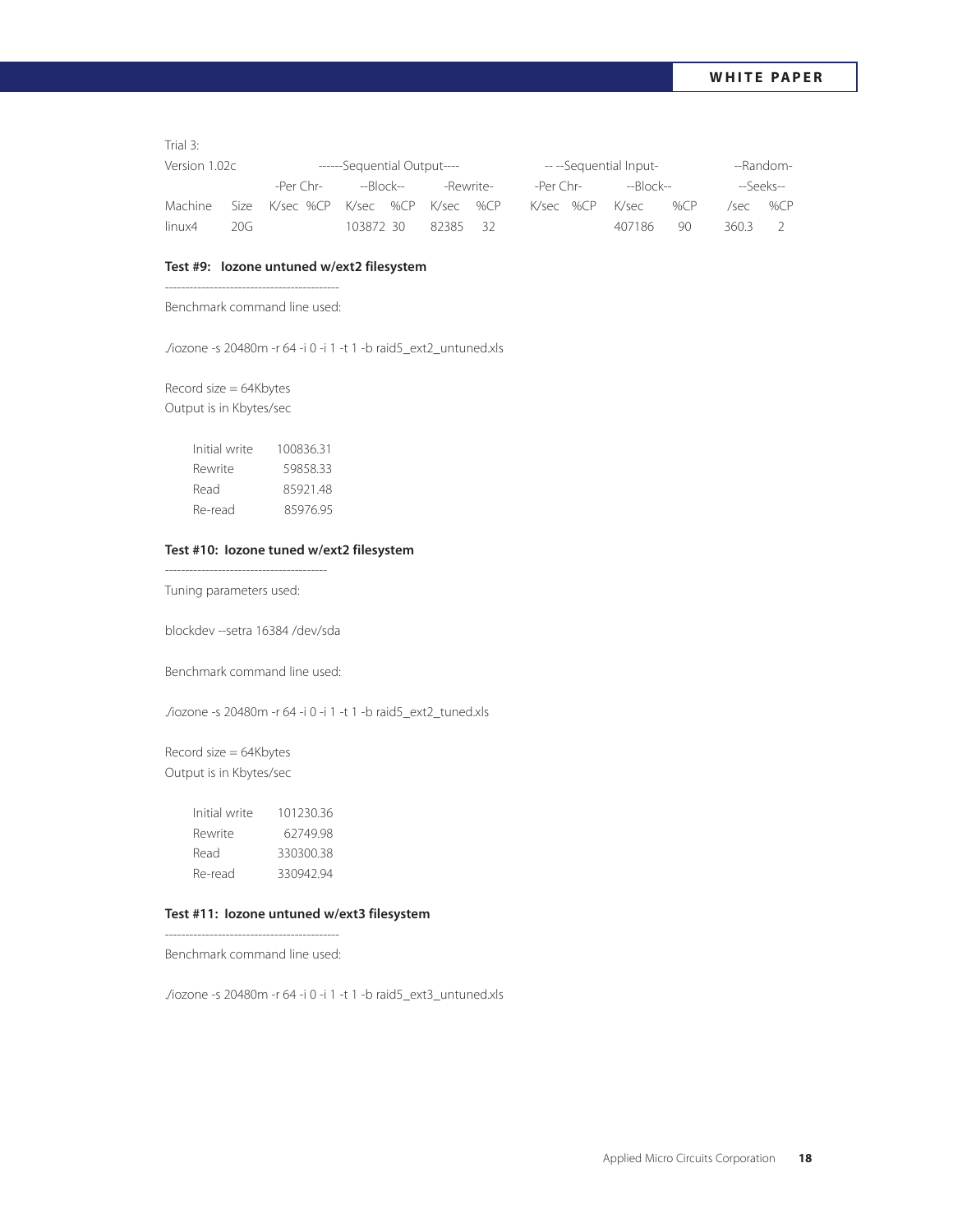Trial 3:

| Version 1.02c | | ------Sequential Output---- | | | | | | -- --Sequential Input- | | | | --Random- | |
|---|---|---|---|---|---|---|---|---|---|---|---|---|---|
| | | -Per Chr- | | --Block-- | | -Rewrite- | | -Per Chr- | | --Block-- | | --Seeks-- | |
| Machine | Size | K/sec | %CP | K/sec | %CP | K/sec | %CP | K/sec | %CP | K/sec | %CP | /sec | %CP |
| linux4 | 20G | | | 103872 | 30 | 82385 | 32 | | | 407186 | 90 | 360.3 | 2 |

**Test #9: Iozone untuned w/ext2 filesystem**

--------------------------------------------

Benchmark command line used:

```
./iozone -s 20480m -r 64 -i 0 -i 1 -t 1 -b raid5_ext2_untuned.xls
```

Record size = 64Kbytes
Output is in Kbytes/sec

| | |
|---|---|
| Initial write | 100836.31 |
| Rewrite | 59858.33 |
| Read | 85921.48 |
| Re-read | 85976.95 |

**Test #10: Iozone tuned w/ext2 filesystem**

-----------------------------------------

Tuning parameters used:

```
blockdev --setra 16384 /dev/sda
```

Benchmark command line used:

```
./iozone -s 20480m -r 64 -i 0 -i 1 -t 1 -b raid5_ext2_tuned.xls
```

Record size = 64Kbytes
Output is in Kbytes/sec

| | |
|---|---|
| Initial write | 101230.36 |
| Rewrite | 62749.98 |
| Read | 330300.38 |
| Re-read | 330942.94 |

**Test #11: Iozone untuned w/ext3 filesystem**

--------------------------------------------

Benchmark command line used:

```
./iozone -s 20480m -r 64 -i 0 -i 1 -t 1 -b raid5_ext3_untuned.xls
```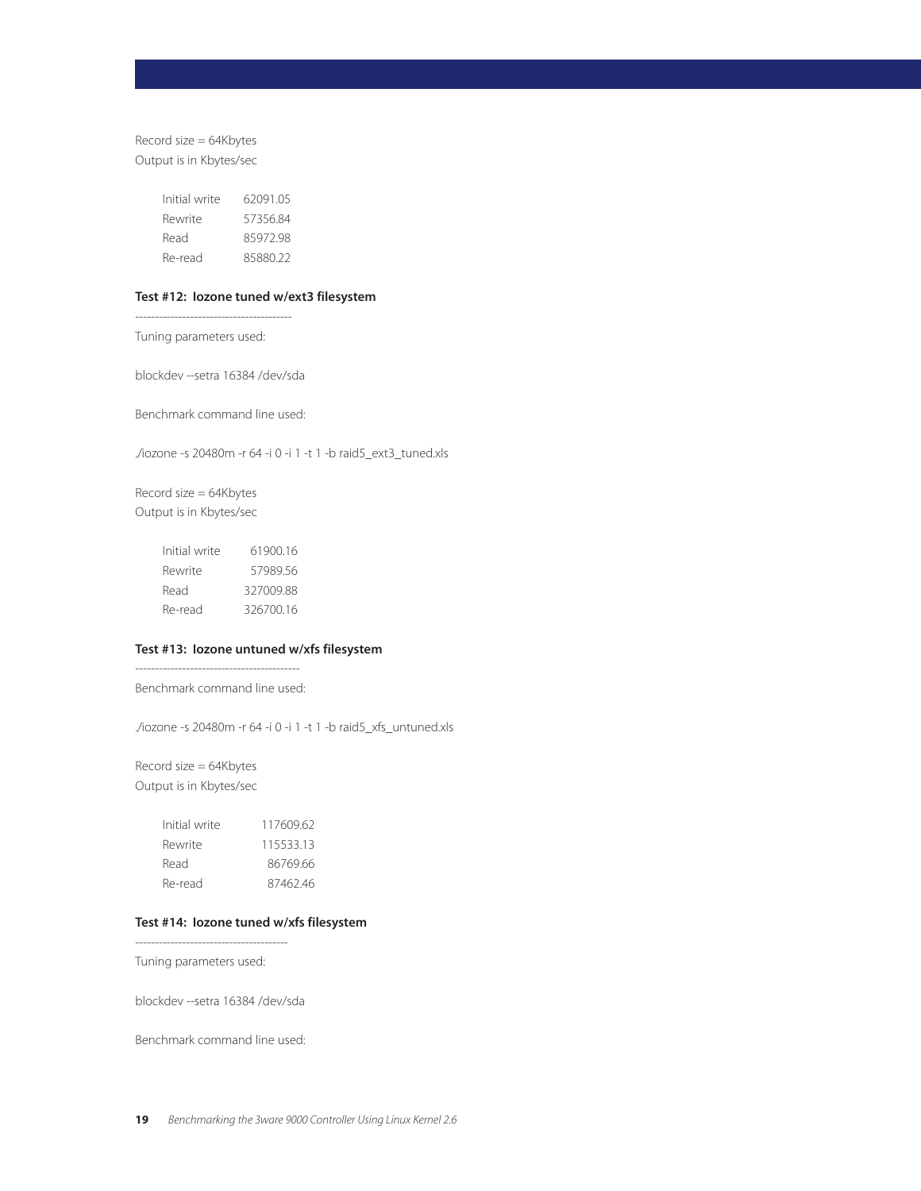Record size = 64Kbytes
Output is in Kbytes/sec

| | |
|---|---|
| Initial write | 62091.05 |
| Rewrite | 57356.84 |
| Read | 85972.98 |
| Re-read | 85880.22 |

**Test #12: Iozone tuned w/ext3 filesystem**

-----------------------------------------

Tuning parameters used:

blockdev --setra 16384 /dev/sda

Benchmark command line used:

./iozone -s 20480m -r 64 -i 0 -i 1 -t 1 -b raid5_ext3_tuned.xls

Record size = 64Kbytes
Output is in Kbytes/sec

| | |
|---|---|
| Initial write | 61900.16 |
| Rewrite | 57989.56 |
| Read | 327009.88 |
| Re-read | 326700.16 |

**Test #13: Iozone untuned w/xfs filesystem**

-------------------------------------------

Benchmark command line used:

./iozone -s 20480m -r 64 -i 0 -i 1 -t 1 -b raid5_xfs_untuned.xls

Record size = 64Kbytes
Output is in Kbytes/sec

| | |
|---|---|
| Initial write | 117609.62 |
| Rewrite | 115533.13 |
| Read | 86769.66 |
| Re-read | 87462.46 |

**Test #14: Iozone tuned w/xfs filesystem**

----------------------------------------

Tuning parameters used:

blockdev --setra 16384 /dev/sda

Benchmark command line used: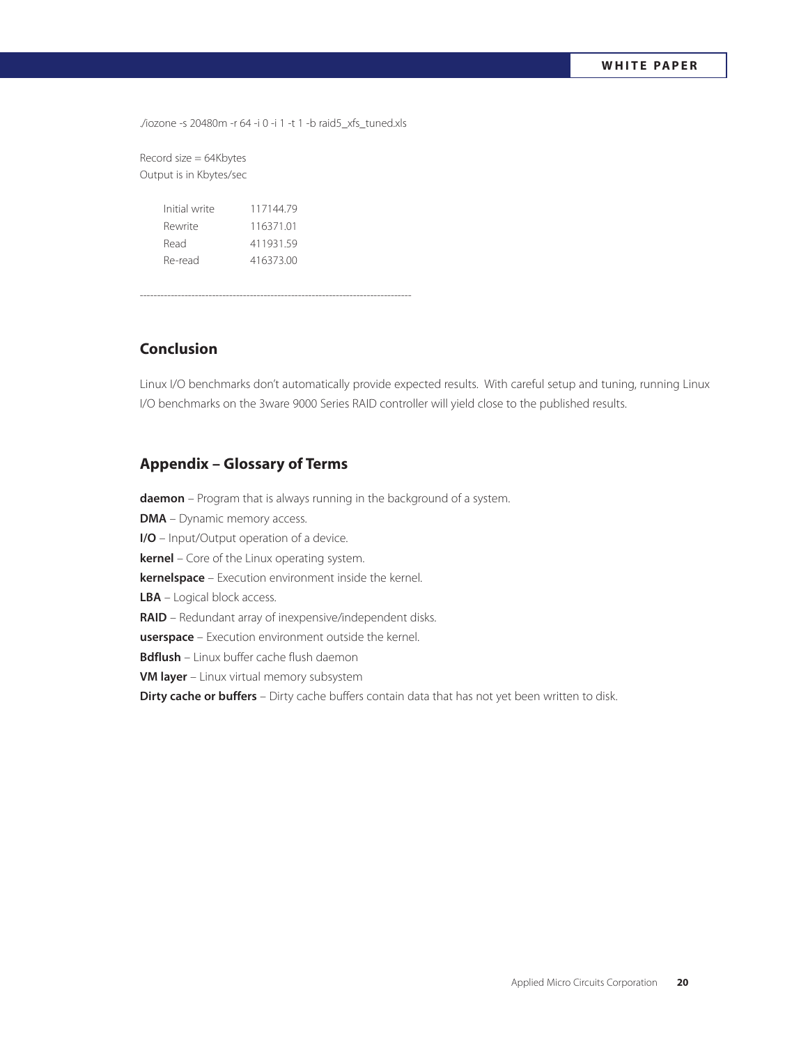./iozone -s 20480m -r 64 -i 0 -i 1 -t 1 -b raid5_xfs_tuned.xls

Record size = 64Kbytes
Output is in Kbytes/sec

| | |
|---|---|
| Initial write | 117144.79 |
| Rewrite | 116371.01 |
| Read | 411931.59 |
| Re-read | 416373.00 |

------------------------------------------------------------------------------

## Conclusion

Linux I/O benchmarks don't automatically provide expected results. With careful setup and tuning, running Linux I/O benchmarks on the 3ware 9000 Series RAID controller will yield close to the published results.

## Appendix – Glossary of Terms

**daemon** – Program that is always running in the background of a system.

**DMA** – Dynamic memory access.

**I/O** – Input/Output operation of a device.

**kernel** – Core of the Linux operating system.

**kernelspace** – Execution environment inside the kernel.

**LBA** – Logical block access.

**RAID** – Redundant array of inexpensive/independent disks.

**userspace** – Execution environment outside the kernel.

**Bdflush** – Linux buffer cache flush daemon

**VM layer** – Linux virtual memory subsystem

**Dirty cache or buffers** – Dirty cache buffers contain data that has not yet been written to disk.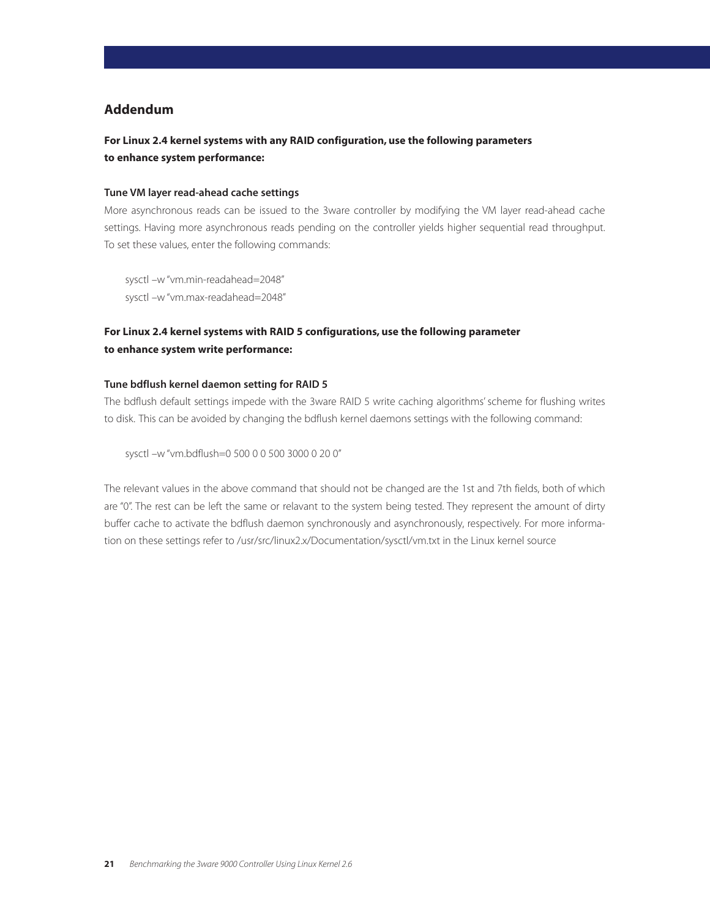## Addendum

**For Linux 2.4 kernel systems with any RAID configuration, use the following parameters to enhance system performance:**

**Tune VM layer read-ahead cache settings**

More asynchronous reads can be issued to the 3ware controller by modifying the VM layer read-ahead cache settings. Having more asynchronous reads pending on the controller yields higher sequential read throughput. To set these values, enter the following commands:

```
sysctl –w "vm.min-readahead=2048"
sysctl –w "vm.max-readahead=2048"
```

**For Linux 2.4 kernel systems with RAID 5 configurations, use the following parameter to enhance system write performance:**

**Tune bdflush kernel daemon setting for RAID 5**

The bdflush default settings impede with the 3ware RAID 5 write caching algorithms' scheme for flushing writes to disk. This can be avoided by changing the bdflush kernel daemons settings with the following command:

```
sysctl –w "vm.bdflush=0 500 0 0 500 3000 0 20 0"
```

The relevant values in the above command that should not be changed are the 1st and 7th fields, both of which are "0". The rest can be left the same or relavant to the system being tested. They represent the amount of dirty buffer cache to activate the bdflush daemon synchronously and asynchronously, respectively. For more information on these settings refer to /usr/src/linux2.x/Documentation/sysctl/vm.txt in the Linux kernel source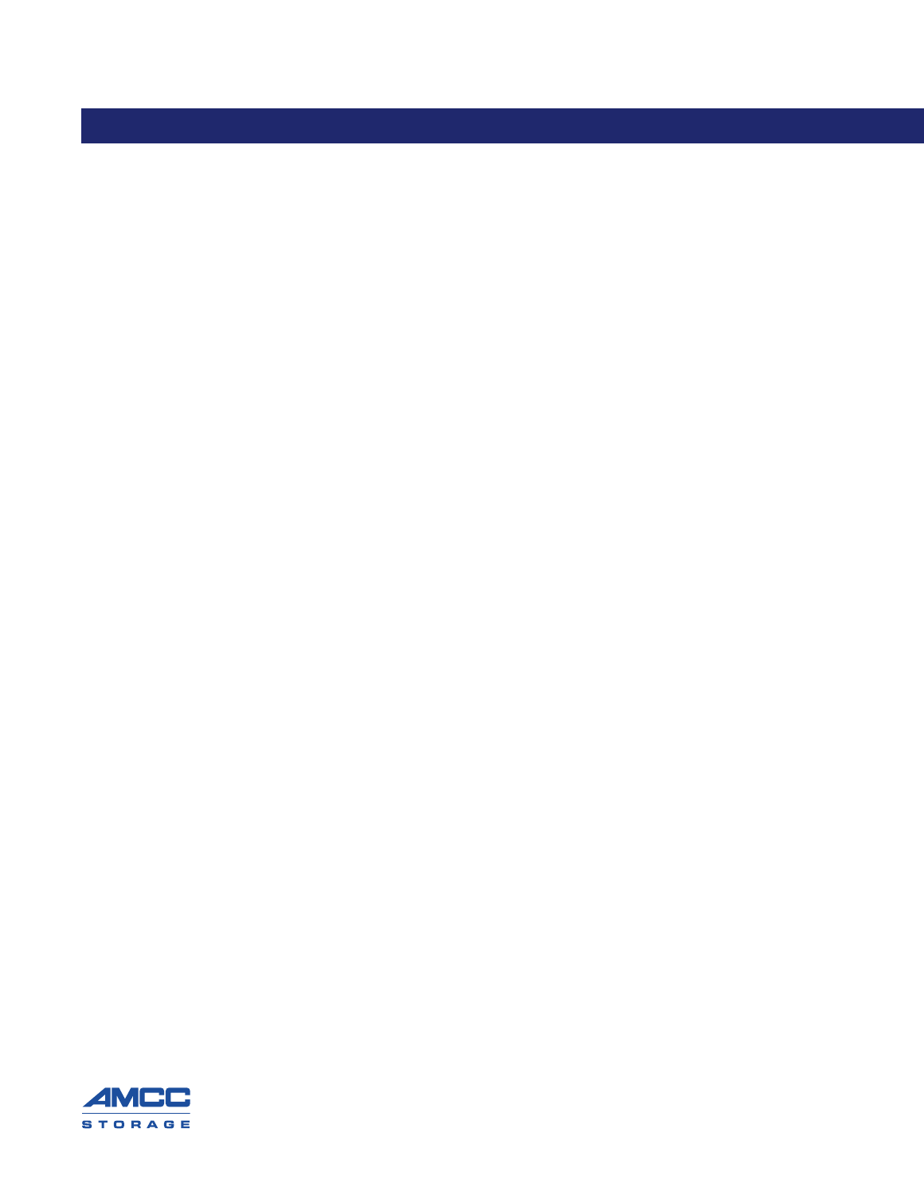AMCC

STORAGE